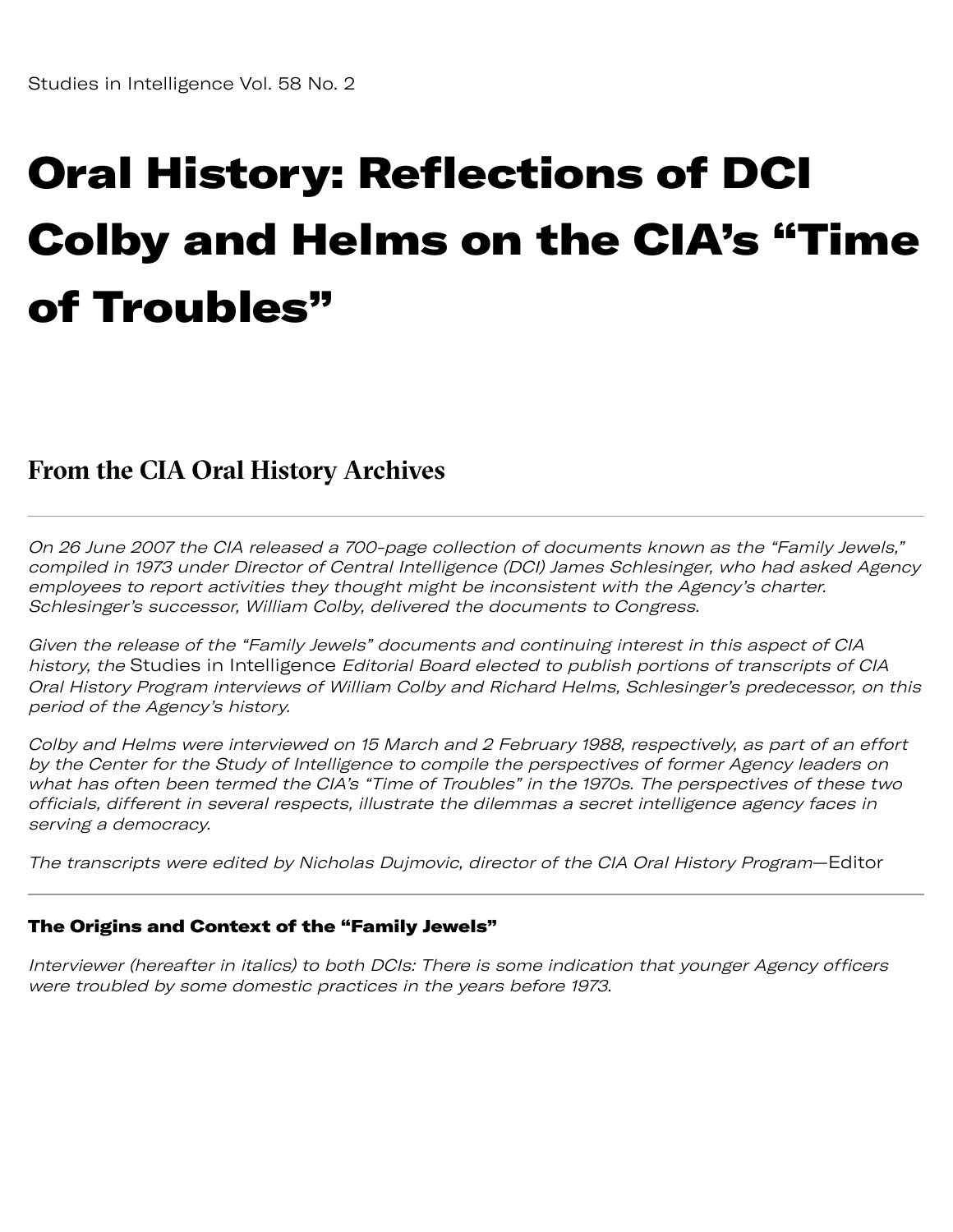Studies in Intelligence Vol. 58 No. 2

# Oral History: Reflections of DCI Colby and Helms on the CIA's "Time of Troubles"

## From the CIA Oral History Archives

*On 26 June 2007 the CIA released a 700-page collection of documents known as the "Family Jewels," compiled in 1973 under Director of Central Intelligence (DCI) James Schlesinger, who had asked Agency employees to report activities they thought might be inconsistent with the Agency's charter. Schlesinger's successor, William Colby, delivered the documents to Congress.*

*Given the release of the "Family Jewels" documents and continuing interest in this aspect of CIA history, the* Studies in Intelligence *Editorial Board elected to publish portions of transcripts of CIA Oral History Program interviews of William Colby and Richard Helms, Schlesinger's predecessor, on this period of the Agency's history.*

*Colby and Helms were interviewed on 15 March and 2 February 1988, respectively, as part of an effort by the Center for the Study of Intelligence to compile the perspectives of former Agency leaders on what has often been termed the CIA's "Time of Troubles" in the 1970s. The perspectives of these two officials, different in several respects, illustrate the dilemmas a secret intelligence agency faces in serving a democracy.*

*The transcripts were edited by Nicholas Dujmovic, director of the CIA Oral History Program*—Editor

### The Origins and Context of the "Family Jewels"

*Interviewer (hereafter in italics) to both DCIs: There is some indication that younger Agency officers were troubled by some domestic practices in the years before 1973.*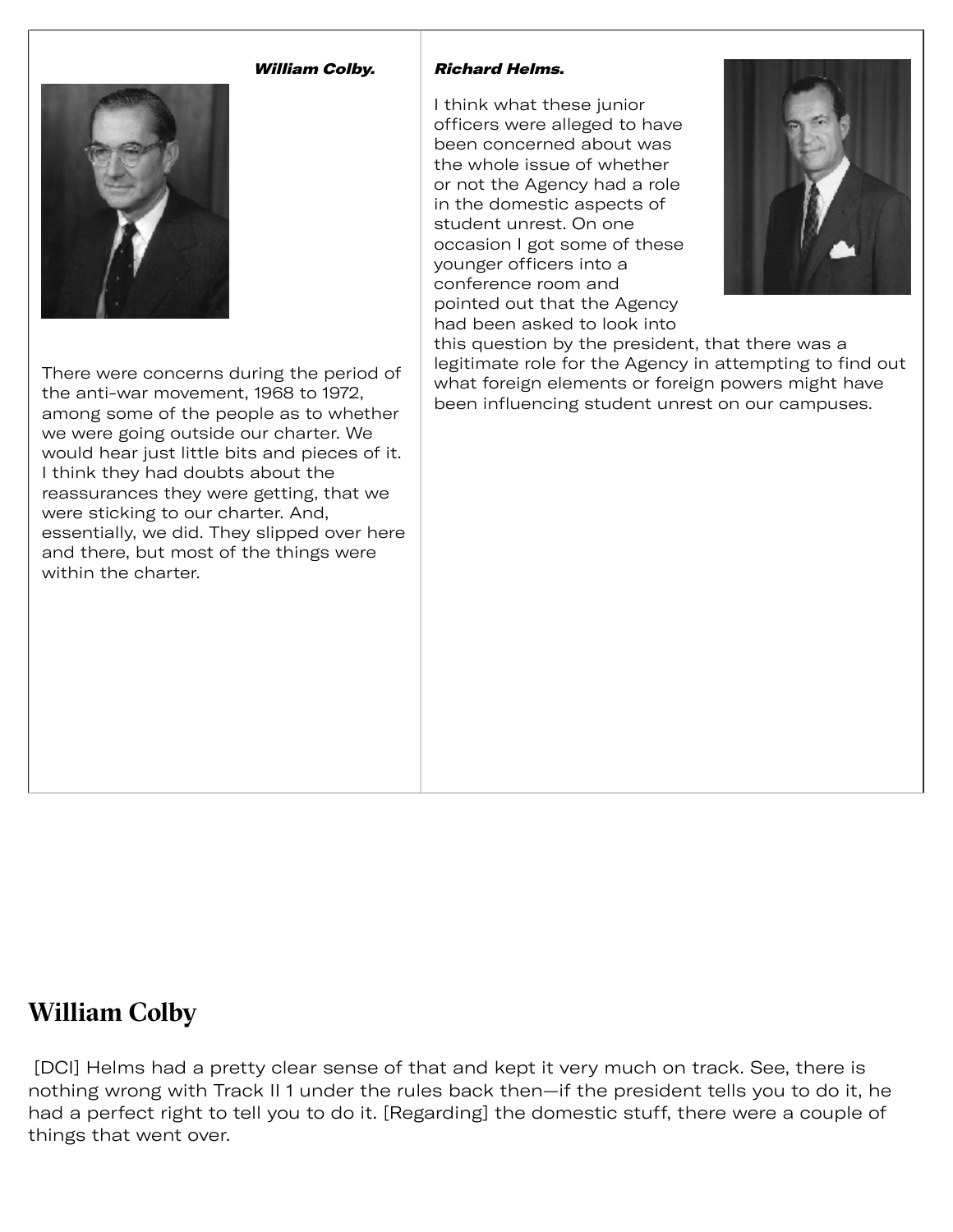***William Colby.***

There were concerns during the period of the anti-war movement, 1968 to 1972, among some of the people as to whether we were going outside our charter. We would hear just little bits and pieces of it. I think they had doubts about the reassurances they were getting, that we were sticking to our charter. And, essentially, we did. They slipped over here and there, but most of the things were within the charter.

***Richard Helms.***

I think what these junior officers were alleged to have been concerned about was the whole issue of whether or not the Agency had a role in the domestic aspects of student unrest. On one occasion I got some of these younger officers into a conference room and pointed out that the Agency had been asked to look into this question by the president, that there was a legitimate role for the Agency in attempting to find out what foreign elements or foreign powers might have been influencing student unrest on our campuses.

## William Colby

[DCI] Helms had a pretty clear sense of that and kept it very much on track. See, there is nothing wrong with Track II 1 under the rules back then—if the president tells you to do it, he had a perfect right to tell you to do it. [Regarding] the domestic stuff, there were a couple of things that went over.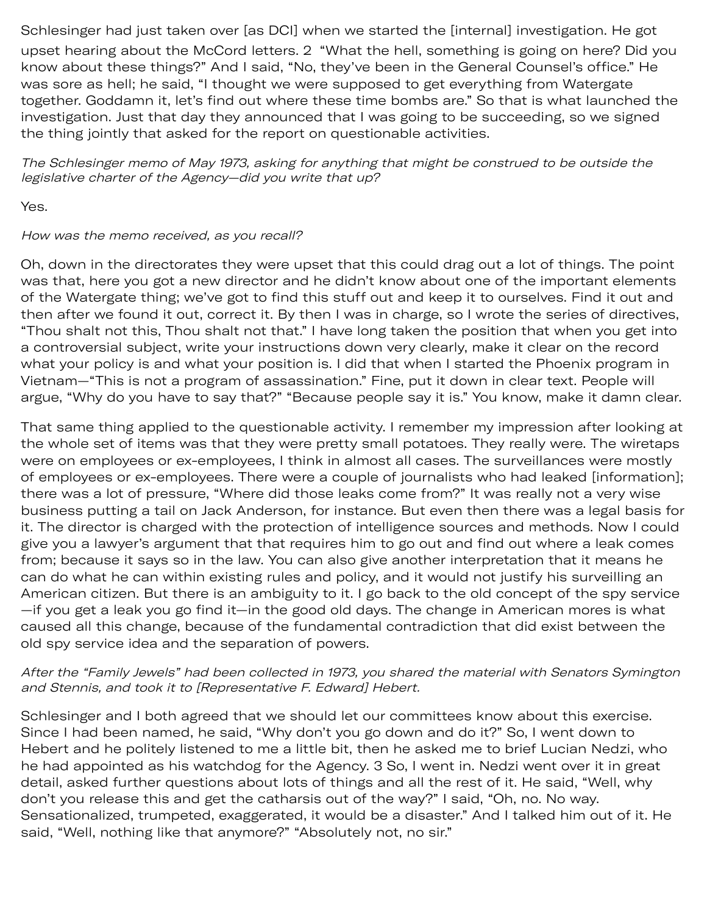Schlesinger had just taken over [as DCI] when we started the [internal] investigation. He got upset hearing about the McCord letters. 2 "What the hell, something is going on here? Did you know about these things?" And I said, "No, they've been in the General Counsel's office." He was sore as hell; he said, "I thought we were supposed to get everything from Watergate together. Goddamn it, let's find out where these time bombs are." So that is what launched the investigation. Just that day they announced that I was going to be succeeding, so we signed the thing jointly that asked for the report on questionable activities.

*The Schlesinger memo of May 1973, asking for anything that might be construed to be outside the legislative charter of the Agency—did you write that up?*

Yes.

*How was the memo received, as you recall?*

Oh, down in the directorates they were upset that this could drag out a lot of things. The point was that, here you got a new director and he didn't know about one of the important elements of the Watergate thing; we've got to find this stuff out and keep it to ourselves. Find it out and then after we found it out, correct it. By then I was in charge, so I wrote the series of directives, "Thou shalt not this, Thou shalt not that." I have long taken the position that when you get into a controversial subject, write your instructions down very clearly, make it clear on the record what your policy is and what your position is. I did that when I started the Phoenix program in Vietnam—"This is not a program of assassination." Fine, put it down in clear text. People will argue, "Why do you have to say that?" "Because people say it is." You know, make it damn clear.

That same thing applied to the questionable activity. I remember my impression after looking at the whole set of items was that they were pretty small potatoes. They really were. The wiretaps were on employees or ex-employees, I think in almost all cases. The surveillances were mostly of employees or ex-employees. There were a couple of journalists who had leaked [information]; there was a lot of pressure, "Where did those leaks come from?" It was really not a very wise business putting a tail on Jack Anderson, for instance. But even then there was a legal basis for it. The director is charged with the protection of intelligence sources and methods. Now I could give you a lawyer's argument that that requires him to go out and find out where a leak comes from; because it says so in the law. You can also give another interpretation that it means he can do what he can within existing rules and policy, and it would not justify his surveilling an American citizen. But there is an ambiguity to it. I go back to the old concept of the spy service—if you get a leak you go find it—in the good old days. The change in American mores is what caused all this change, because of the fundamental contradiction that did exist between the old spy service idea and the separation of powers.

*After the "Family Jewels" had been collected in 1973, you shared the material with Senators Symington and Stennis, and took it to [Representative F. Edward] Hebert.*

Schlesinger and I both agreed that we should let our committees know about this exercise. Since I had been named, he said, "Why don't you go down and do it?" So, I went down to Hebert and he politely listened to me a little bit, then he asked me to brief Lucian Nedzi, who he had appointed as his watchdog for the Agency. 3 So, I went in. Nedzi went over it in great detail, asked further questions about lots of things and all the rest of it. He said, "Well, why don't you release this and get the catharsis out of the way?" I said, "Oh, no. No way. Sensationalized, trumpeted, exaggerated, it would be a disaster." And I talked him out of it. He said, "Well, nothing like that anymore?" "Absolutely not, no sir."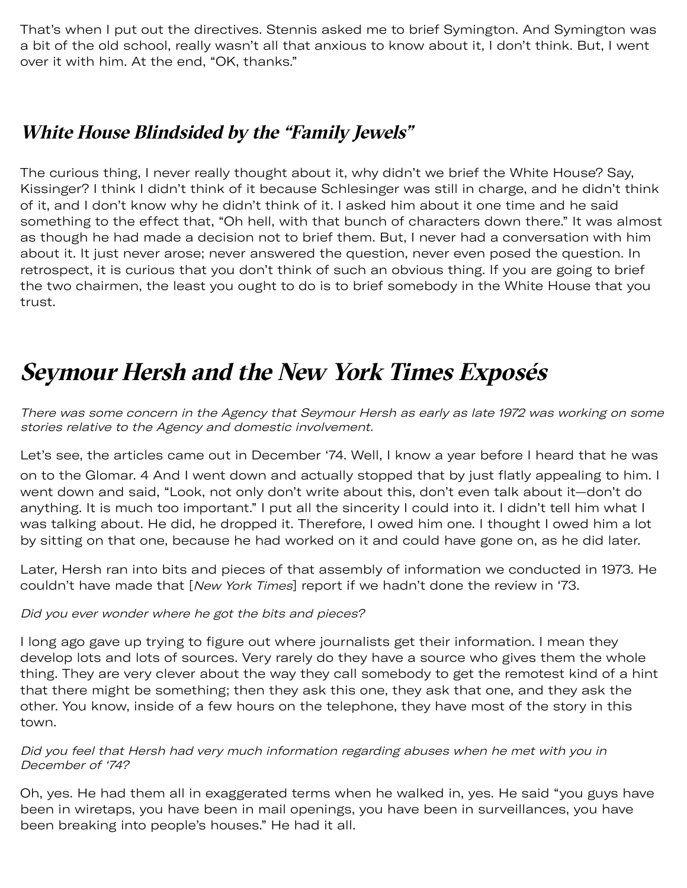That's when I put out the directives. Stennis asked me to brief Symington. And Symington was a bit of the old school, really wasn't all that anxious to know about it, I don't think. But, I went over it with him. At the end, "OK, thanks."

### *White House Blindsided by the "Family Jewels"*

The curious thing, I never really thought about it, why didn't we brief the White House? Say, Kissinger? I think I didn't think of it because Schlesinger was still in charge, and he didn't think of it, and I don't know why he didn't think of it. I asked him about it one time and he said something to the effect that, "Oh hell, with that bunch of characters down there." It was almost as though he had made a decision not to brief them. But, I never had a conversation with him about it. It just never arose; never answered the question, never even posed the question. In retrospect, it is curious that you don't think of such an obvious thing. If you are going to brief the two chairmen, the least you ought to do is to brief somebody in the White House that you trust.

## *Seymour Hersh and the New York Times Exposés*

*There was some concern in the Agency that Seymour Hersh as early as late 1972 was working on some stories relative to the Agency and domestic involvement.*

Let's see, the articles came out in December '74. Well, I know a year before I heard that he was on to the Glomar. 4 And I went down and actually stopped that by just flatly appealing to him. I went down and said, "Look, not only don't write about this, don't even talk about it—don't do anything. It is much too important." I put all the sincerity I could into it. I didn't tell him what I was talking about. He did, he dropped it. Therefore, I owed him one. I thought I owed him a lot by sitting on that one, because he had worked on it and could have gone on, as he did later.

Later, Hersh ran into bits and pieces of that assembly of information we conducted in 1973. He couldn't have made that [*New York Times*] report if we hadn't done the review in '73.

*Did you ever wonder where he got the bits and pieces?*

I long ago gave up trying to figure out where journalists get their information. I mean they develop lots and lots of sources. Very rarely do they have a source who gives them the whole thing. They are very clever about the way they call somebody to get the remotest kind of a hint that there might be something; then they ask this one, they ask that one, and they ask the other. You know, inside of a few hours on the telephone, they have most of the story in this town.

*Did you feel that Hersh had very much information regarding abuses when he met with you in December of '74?*

Oh, yes. He had them all in exaggerated terms when he walked in, yes. He said "you guys have been in wiretaps, you have been in mail openings, you have been in surveillances, you have been breaking into people's houses." He had it all.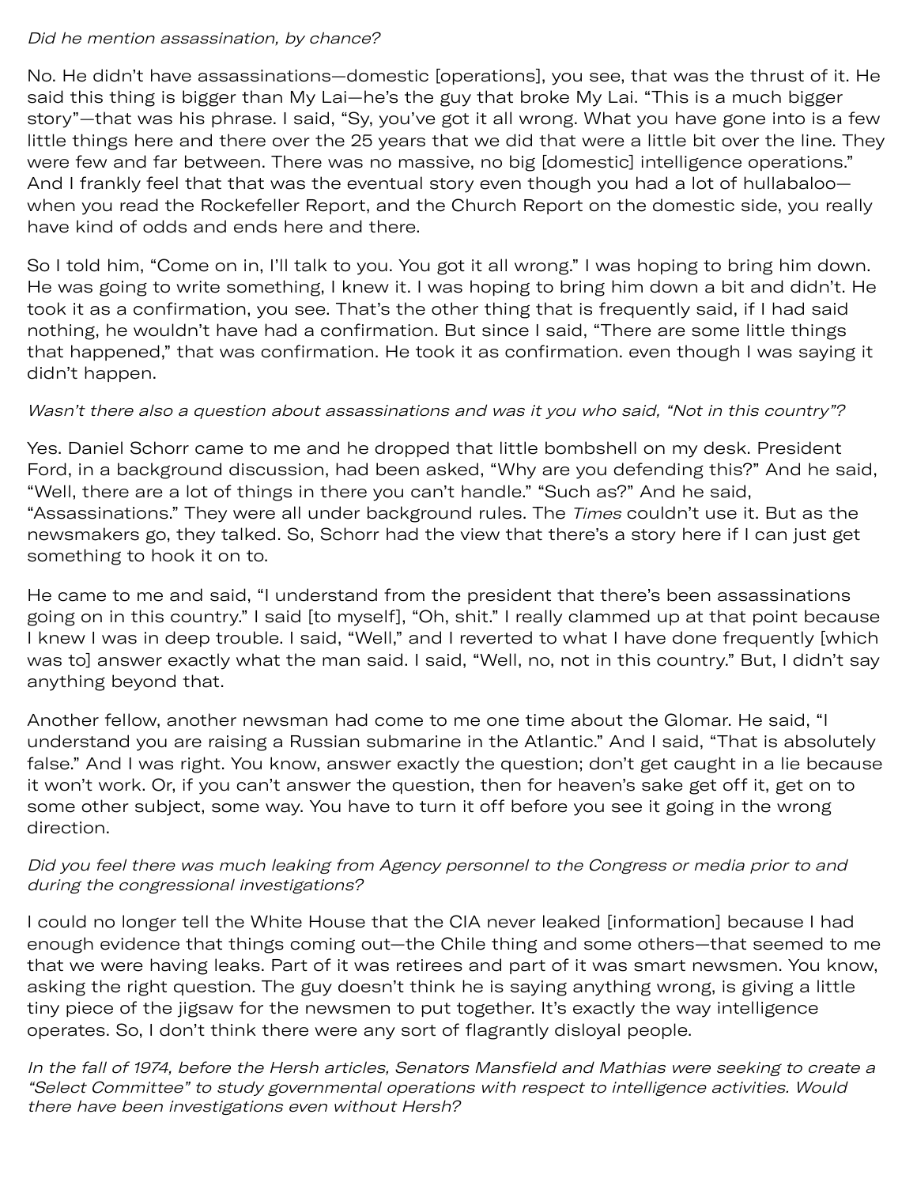*Did he mention assassination, by chance?*

No. He didn't have assassinations—domestic [operations], you see, that was the thrust of it. He said this thing is bigger than My Lai—he's the guy that broke My Lai. "This is a much bigger story"—that was his phrase. I said, "Sy, you've got it all wrong. What you have gone into is a few little things here and there over the 25 years that we did that were a little bit over the line. They were few and far between. There was no massive, no big [domestic] intelligence operations." And I frankly feel that that was the eventual story even though you had a lot of hullabaloo—when you read the Rockefeller Report, and the Church Report on the domestic side, you really have kind of odds and ends here and there.

So I told him, "Come on in, I'll talk to you. You got it all wrong." I was hoping to bring him down. He was going to write something, I knew it. I was hoping to bring him down a bit and didn't. He took it as a confirmation, you see. That's the other thing that is frequently said, if I had said nothing, he wouldn't have had a confirmation. But since I said, "There are some little things that happened," that was confirmation. He took it as confirmation. even though I was saying it didn't happen.

*Wasn't there also a question about assassinations and was it you who said, "Not in this country"?*

Yes. Daniel Schorr came to me and he dropped that little bombshell on my desk. President Ford, in a background discussion, had been asked, "Why are you defending this?" And he said, "Well, there are a lot of things in there you can't handle." "Such as?" And he said, "Assassinations." They were all under background rules. The *Times* couldn't use it. But as the newsmakers go, they talked. So, Schorr had the view that there's a story here if I can just get something to hook it on to.

He came to me and said, "I understand from the president that there's been assassinations going on in this country." I said [to myself], "Oh, shit." I really clammed up at that point because I knew I was in deep trouble. I said, "Well," and I reverted to what I have done frequently [which was to] answer exactly what the man said. I said, "Well, no, not in this country." But, I didn't say anything beyond that.

Another fellow, another newsman had come to me one time about the Glomar. He said, "I understand you are raising a Russian submarine in the Atlantic." And I said, "That is absolutely false." And I was right. You know, answer exactly the question; don't get caught in a lie because it won't work. Or, if you can't answer the question, then for heaven's sake get off it, get on to some other subject, some way. You have to turn it off before you see it going in the wrong direction.

*Did you feel there was much leaking from Agency personnel to the Congress or media prior to and during the congressional investigations?*

I could no longer tell the White House that the CIA never leaked [information] because I had enough evidence that things coming out—the Chile thing and some others—that seemed to me that we were having leaks. Part of it was retirees and part of it was smart newsmen. You know, asking the right question. The guy doesn't think he is saying anything wrong, is giving a little tiny piece of the jigsaw for the newsmen to put together. It's exactly the way intelligence operates. So, I don't think there were any sort of flagrantly disloyal people.

*In the fall of 1974, before the Hersh articles, Senators Mansfield and Mathias were seeking to create a "Select Committee" to study governmental operations with respect to intelligence activities. Would there have been investigations even without Hersh?*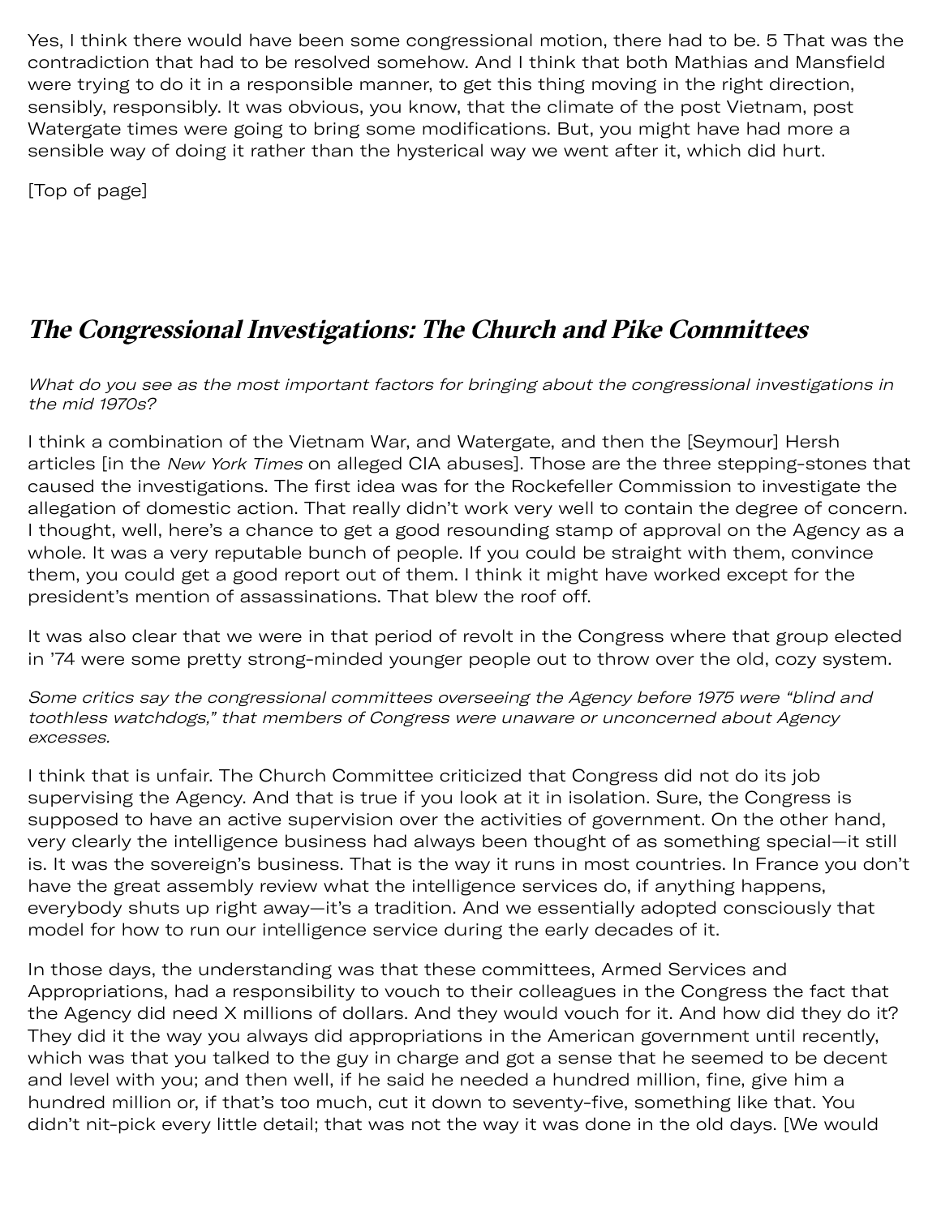Yes, I think there would have been some congressional motion, there had to be. 5 That was the contradiction that had to be resolved somehow. And I think that both Mathias and Mansfield were trying to do it in a responsible manner, to get this thing moving in the right direction, sensibly, responsibly. It was obvious, you know, that the climate of the post Vietnam, post Watergate times were going to bring some modifications. But, you might have had more a sensible way of doing it rather than the hysterical way we went after it, which did hurt.

[Top of page]

## *The Congressional Investigations: The Church and Pike Committees*

*What do you see as the most important factors for bringing about the congressional investigations in the mid 1970s?*

I think a combination of the Vietnam War, and Watergate, and then the [Seymour] Hersh articles [in the *New York Times* on alleged CIA abuses]. Those are the three stepping-stones that caused the investigations. The first idea was for the Rockefeller Commission to investigate the allegation of domestic action. That really didn't work very well to contain the degree of concern. I thought, well, here's a chance to get a good resounding stamp of approval on the Agency as a whole. It was a very reputable bunch of people. If you could be straight with them, convince them, you could get a good report out of them. I think it might have worked except for the president's mention of assassinations. That blew the roof off.

It was also clear that we were in that period of revolt in the Congress where that group elected in '74 were some pretty strong-minded younger people out to throw over the old, cozy system.

*Some critics say the congressional committees overseeing the Agency before 1975 were "blind and toothless watchdogs," that members of Congress were unaware or unconcerned about Agency excesses.*

I think that is unfair. The Church Committee criticized that Congress did not do its job supervising the Agency. And that is true if you look at it in isolation. Sure, the Congress is supposed to have an active supervision over the activities of government. On the other hand, very clearly the intelligence business had always been thought of as something special—it still is. It was the sovereign's business. That is the way it runs in most countries. In France you don't have the great assembly review what the intelligence services do, if anything happens, everybody shuts up right away—it's a tradition. And we essentially adopted consciously that model for how to run our intelligence service during the early decades of it.

In those days, the understanding was that these committees, Armed Services and Appropriations, had a responsibility to vouch to their colleagues in the Congress the fact that the Agency did need X millions of dollars. And they would vouch for it. And how did they do it? They did it the way you always did appropriations in the American government until recently, which was that you talked to the guy in charge and got a sense that he seemed to be decent and level with you; and then well, if he said he needed a hundred million, fine, give him a hundred million or, if that's too much, cut it down to seventy-five, something like that. You didn't nit-pick every little detail; that was not the way it was done in the old days. [We would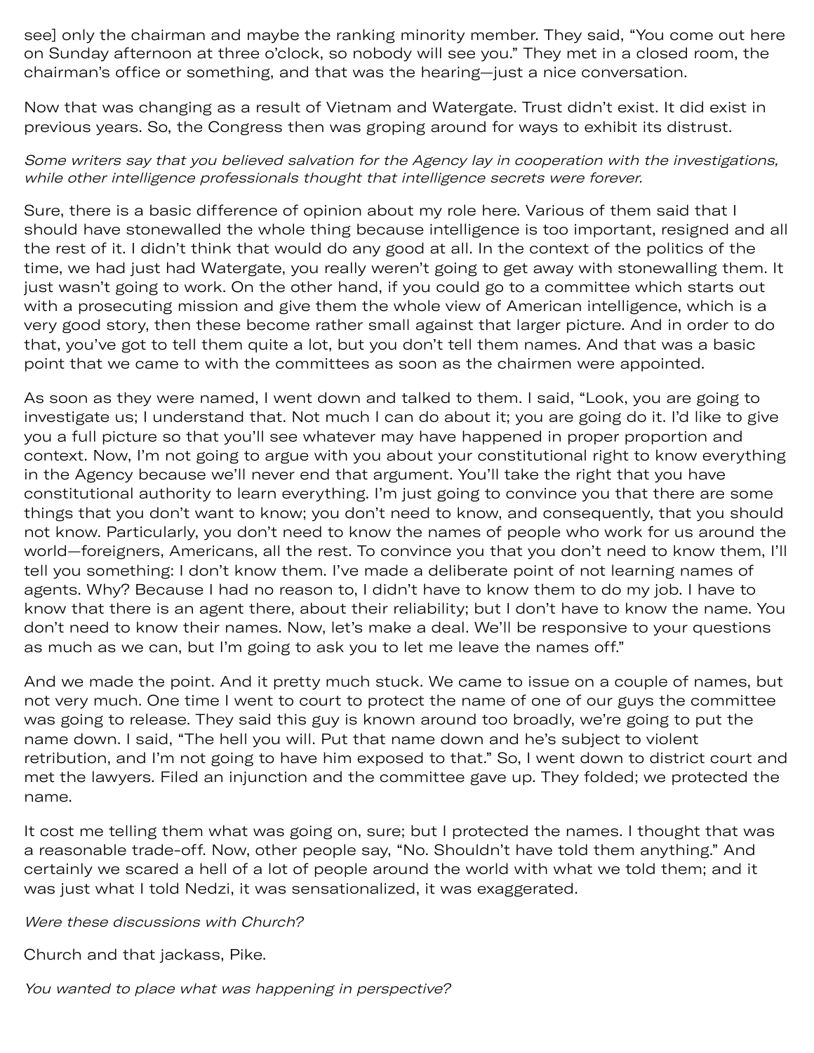see] only the chairman and maybe the ranking minority member. They said, "You come out here on Sunday afternoon at three o'clock, so nobody will see you." They met in a closed room, the chairman's office or something, and that was the hearing—just a nice conversation.

Now that was changing as a result of Vietnam and Watergate. Trust didn't exist. It did exist in previous years. So, the Congress then was groping around for ways to exhibit its distrust.

*Some writers say that you believed salvation for the Agency lay in cooperation with the investigations, while other intelligence professionals thought that intelligence secrets were forever.*

Sure, there is a basic difference of opinion about my role here. Various of them said that I should have stonewalled the whole thing because intelligence is too important, resigned and all the rest of it. I didn't think that would do any good at all. In the context of the politics of the time, we had just had Watergate, you really weren't going to get away with stonewalling them. It just wasn't going to work. On the other hand, if you could go to a committee which starts out with a prosecuting mission and give them the whole view of American intelligence, which is a very good story, then these become rather small against that larger picture. And in order to do that, you've got to tell them quite a lot, but you don't tell them names. And that was a basic point that we came to with the committees as soon as the chairmen were appointed.

As soon as they were named, I went down and talked to them. I said, "Look, you are going to investigate us; I understand that. Not much I can do about it; you are going do it. I'd like to give you a full picture so that you'll see whatever may have happened in proper proportion and context. Now, I'm not going to argue with you about your constitutional right to know everything in the Agency because we'll never end that argument. You'll take the right that you have constitutional authority to learn everything. I'm just going to convince you that there are some things that you don't want to know; you don't need to know, and consequently, that you should not know. Particularly, you don't need to know the names of people who work for us around the world—foreigners, Americans, all the rest. To convince you that you don't need to know them, I'll tell you something: I don't know them. I've made a deliberate point of not learning names of agents. Why? Because I had no reason to, I didn't have to know them to do my job. I have to know that there is an agent there, about their reliability; but I don't have to know the name. You don't need to know their names. Now, let's make a deal. We'll be responsive to your questions as much as we can, but I'm going to ask you to let me leave the names off."

And we made the point. And it pretty much stuck. We came to issue on a couple of names, but not very much. One time I went to court to protect the name of one of our guys the committee was going to release. They said this guy is known around too broadly, we're going to put the name down. I said, "The hell you will. Put that name down and he's subject to violent retribution, and I'm not going to have him exposed to that." So, I went down to district court and met the lawyers. Filed an injunction and the committee gave up. They folded; we protected the name.

It cost me telling them what was going on, sure; but I protected the names. I thought that was a reasonable trade-off. Now, other people say, "No. Shouldn't have told them anything." And certainly we scared a hell of a lot of people around the world with what we told them; and it was just what I told Nedzi, it was sensationalized, it was exaggerated.

*Were these discussions with Church?*

Church and that jackass, Pike.

*You wanted to place what was happening in perspective?*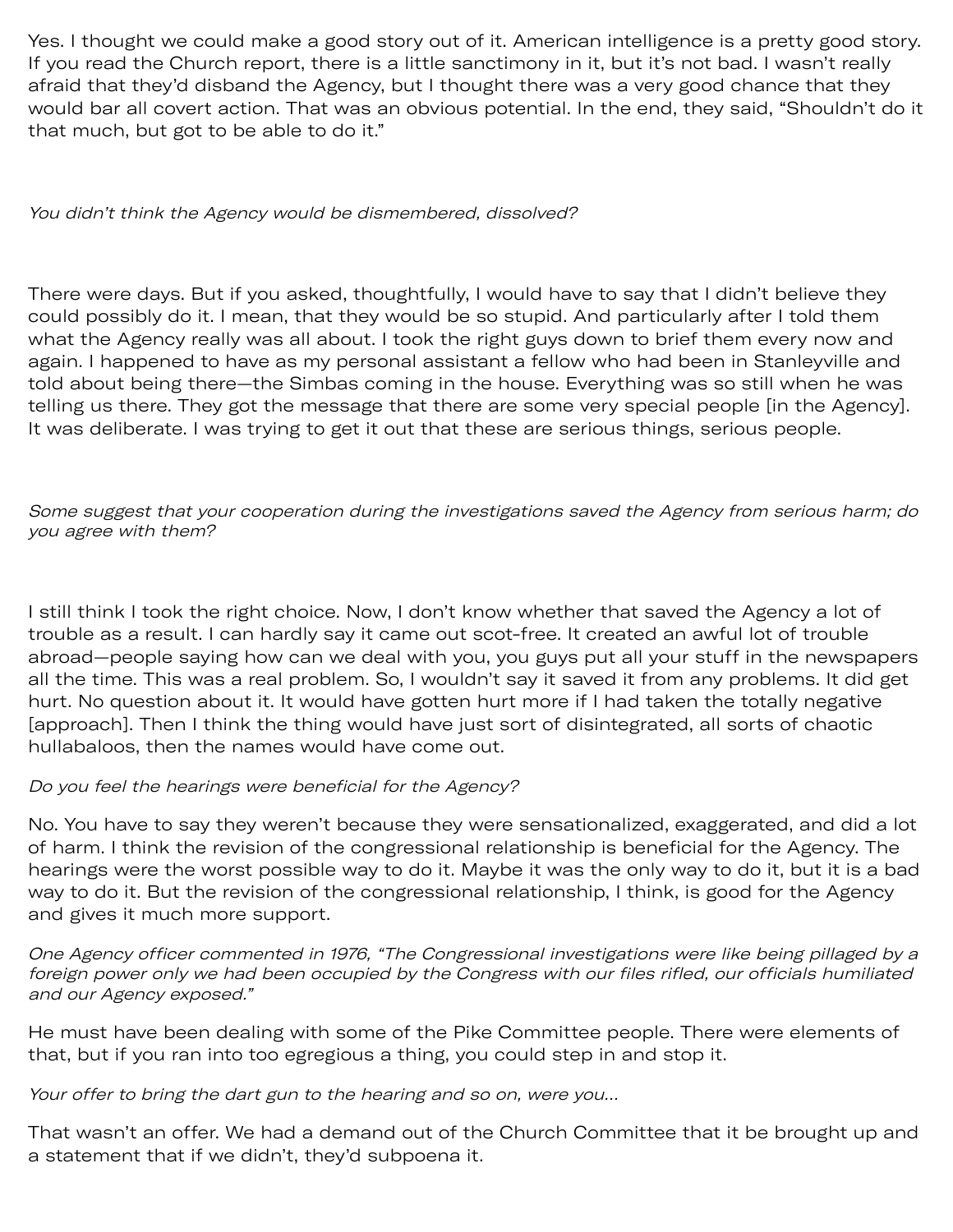Yes. I thought we could make a good story out of it. American intelligence is a pretty good story. If you read the Church report, there is a little sanctimony in it, but it's not bad. I wasn't really afraid that they'd disband the Agency, but I thought there was a very good chance that they would bar all covert action. That was an obvious potential. In the end, they said, "Shouldn't do it that much, but got to be able to do it."

*You didn't think the Agency would be dismembered, dissolved?*

There were days. But if you asked, thoughtfully, I would have to say that I didn't believe they could possibly do it. I mean, that they would be so stupid. And particularly after I told them what the Agency really was all about. I took the right guys down to brief them every now and again. I happened to have as my personal assistant a fellow who had been in Stanleyville and told about being there—the Simbas coming in the house. Everything was so still when he was telling us there. They got the message that there are some very special people [in the Agency]. It was deliberate. I was trying to get it out that these are serious things, serious people.

*Some suggest that your cooperation during the investigations saved the Agency from serious harm; do you agree with them?*

I still think I took the right choice. Now, I don't know whether that saved the Agency a lot of trouble as a result. I can hardly say it came out scot-free. It created an awful lot of trouble abroad—people saying how can we deal with you, you guys put all your stuff in the newspapers all the time. This was a real problem. So, I wouldn't say it saved it from any problems. It did get hurt. No question about it. It would have gotten hurt more if I had taken the totally negative [approach]. Then I think the thing would have just sort of disintegrated, all sorts of chaotic hullabaloos, then the names would have come out.

*Do you feel the hearings were beneficial for the Agency?*

No. You have to say they weren't because they were sensationalized, exaggerated, and did a lot of harm. I think the revision of the congressional relationship is beneficial for the Agency. The hearings were the worst possible way to do it. Maybe it was the only way to do it, but it is a bad way to do it. But the revision of the congressional relationship, I think, is good for the Agency and gives it much more support.

*One Agency officer commented in 1976, "The Congressional investigations were like being pillaged by a foreign power only we had been occupied by the Congress with our files rifled, our officials humiliated and our Agency exposed."*

He must have been dealing with some of the Pike Committee people. There were elements of that, but if you ran into too egregious a thing, you could step in and stop it.

*Your offer to bring the dart gun to the hearing and so on, were you...*

That wasn't an offer. We had a demand out of the Church Committee that it be brought up and a statement that if we didn't, they'd subpoena it.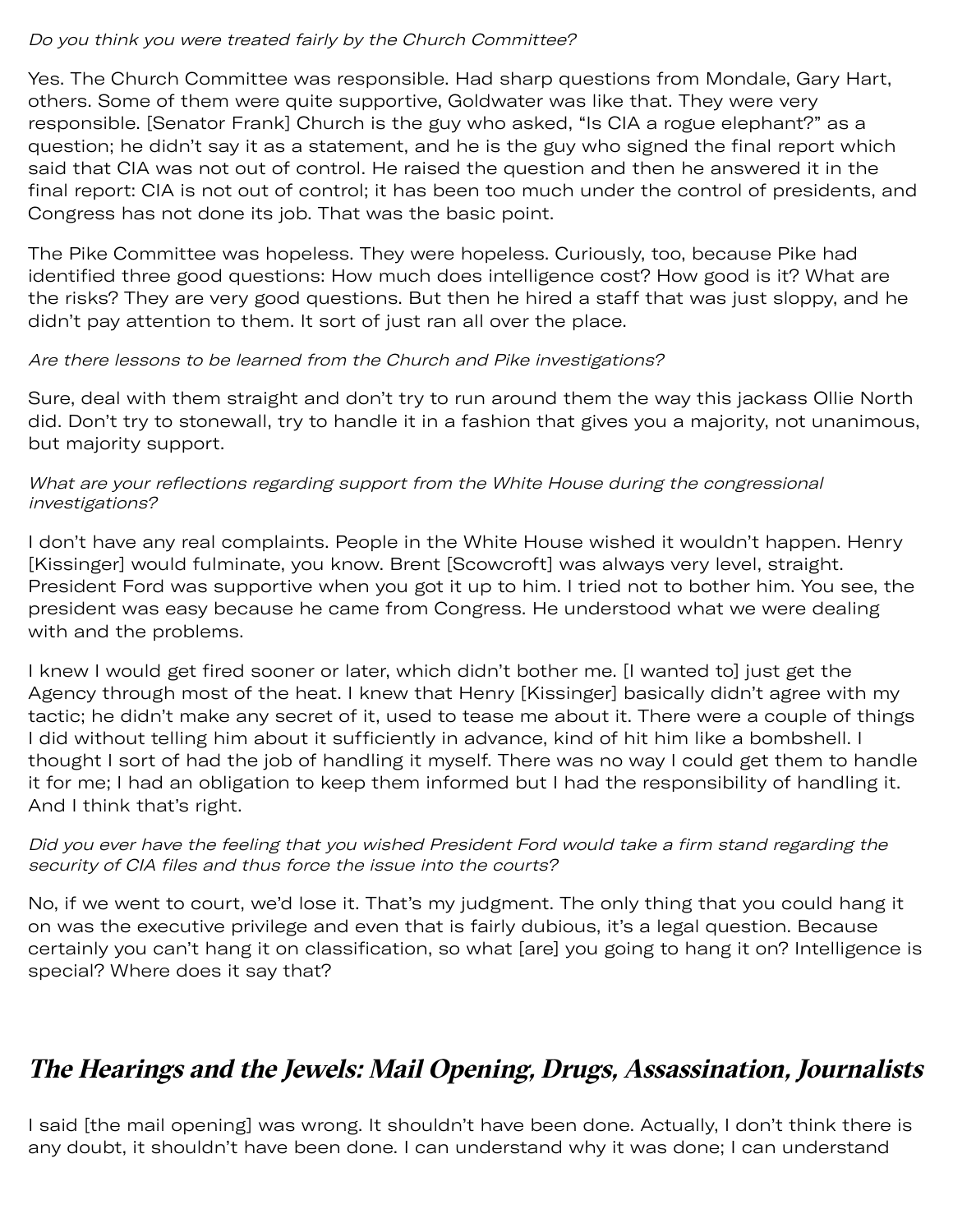*Do you think you were treated fairly by the Church Committee?*

Yes. The Church Committee was responsible. Had sharp questions from Mondale, Gary Hart, others. Some of them were quite supportive, Goldwater was like that. They were very responsible. [Senator Frank] Church is the guy who asked, "Is CIA a rogue elephant?" as a question; he didn't say it as a statement, and he is the guy who signed the final report which said that CIA was not out of control. He raised the question and then he answered it in the final report: CIA is not out of control; it has been too much under the control of presidents, and Congress has not done its job. That was the basic point.

The Pike Committee was hopeless. They were hopeless. Curiously, too, because Pike had identified three good questions: How much does intelligence cost? How good is it? What are the risks? They are very good questions. But then he hired a staff that was just sloppy, and he didn't pay attention to them. It sort of just ran all over the place.

*Are there lessons to be learned from the Church and Pike investigations?*

Sure, deal with them straight and don't try to run around them the way this jackass Ollie North did. Don't try to stonewall, try to handle it in a fashion that gives you a majority, not unanimous, but majority support.

*What are your reflections regarding support from the White House during the congressional investigations?*

I don't have any real complaints. People in the White House wished it wouldn't happen. Henry [Kissinger] would fulminate, you know. Brent [Scowcroft] was always very level, straight. President Ford was supportive when you got it up to him. I tried not to bother him. You see, the president was easy because he came from Congress. He understood what we were dealing with and the problems.

I knew I would get fired sooner or later, which didn't bother me. [I wanted to] just get the Agency through most of the heat. I knew that Henry [Kissinger] basically didn't agree with my tactic; he didn't make any secret of it, used to tease me about it. There were a couple of things I did without telling him about it sufficiently in advance, kind of hit him like a bombshell. I thought I sort of had the job of handling it myself. There was no way I could get them to handle it for me; I had an obligation to keep them informed but I had the responsibility of handling it. And I think that's right.

*Did you ever have the feeling that you wished President Ford would take a firm stand regarding the security of CIA files and thus force the issue into the courts?*

No, if we went to court, we'd lose it. That's my judgment. The only thing that you could hang it on was the executive privilege and even that is fairly dubious, it's a legal question. Because certainly you can't hang it on classification, so what [are] you going to hang it on? Intelligence is special? Where does it say that?

## The Hearings and the Jewels: Mail Opening, Drugs, Assassination, Journalists

I said [the mail opening] was wrong. It shouldn't have been done. Actually, I don't think there is any doubt, it shouldn't have been done. I can understand why it was done; I can understand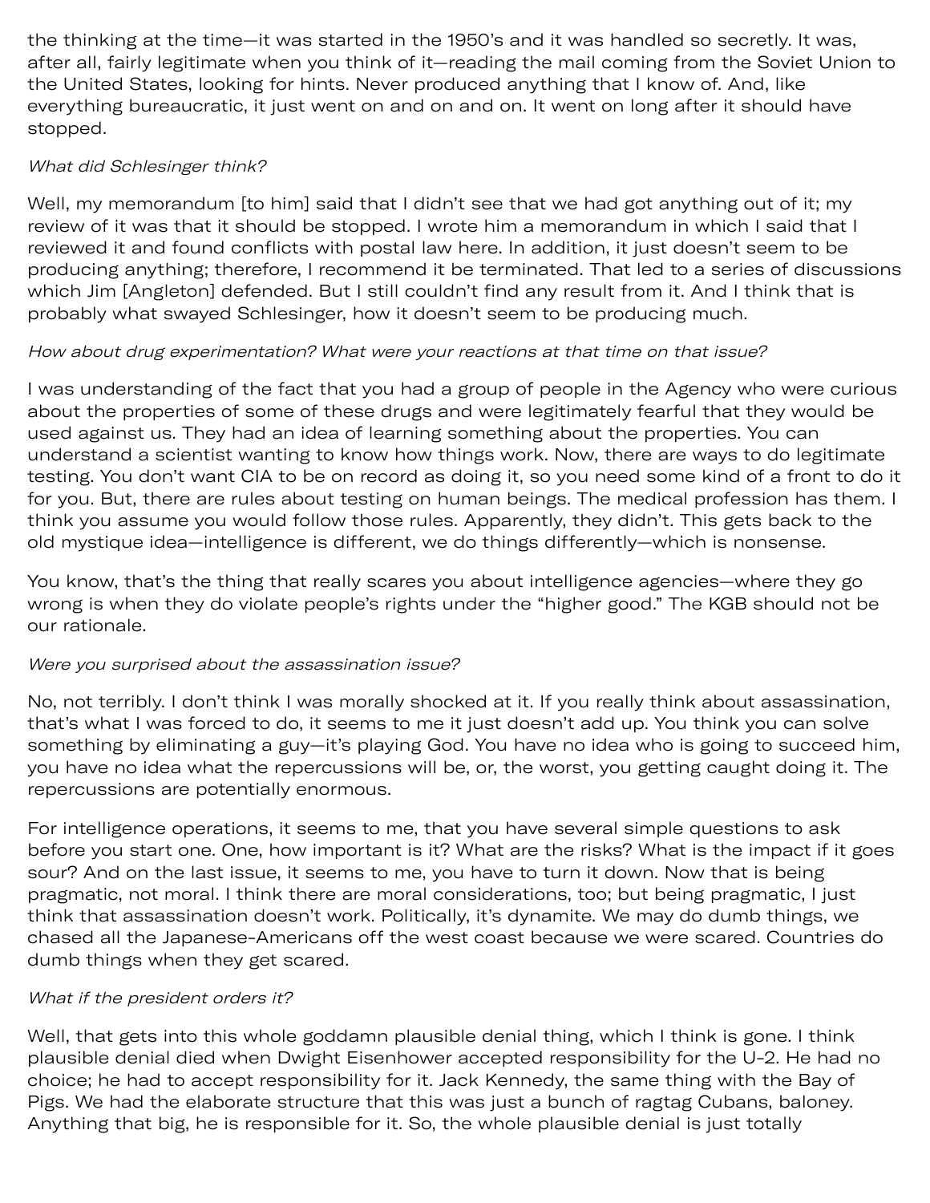the thinking at the time—it was started in the 1950's and it was handled so secretly. It was, after all, fairly legitimate when you think of it—reading the mail coming from the Soviet Union to the United States, looking for hints. Never produced anything that I know of. And, like everything bureaucratic, it just went on and on and on. It went on long after it should have stopped.

*What did Schlesinger think?*

Well, my memorandum [to him] said that I didn't see that we had got anything out of it; my review of it was that it should be stopped. I wrote him a memorandum in which I said that I reviewed it and found conflicts with postal law here. In addition, it just doesn't seem to be producing anything; therefore, I recommend it be terminated. That led to a series of discussions which Jim [Angleton] defended. But I still couldn't find any result from it. And I think that is probably what swayed Schlesinger, how it doesn't seem to be producing much.

*How about drug experimentation? What were your reactions at that time on that issue?*

I was understanding of the fact that you had a group of people in the Agency who were curious about the properties of some of these drugs and were legitimately fearful that they would be used against us. They had an idea of learning something about the properties. You can understand a scientist wanting to know how things work. Now, there are ways to do legitimate testing. You don't want CIA to be on record as doing it, so you need some kind of a front to do it for you. But, there are rules about testing on human beings. The medical profession has them. I think you assume you would follow those rules. Apparently, they didn't. This gets back to the old mystique idea—intelligence is different, we do things differently—which is nonsense.

You know, that's the thing that really scares you about intelligence agencies—where they go wrong is when they do violate people's rights under the "higher good." The KGB should not be our rationale.

*Were you surprised about the assassination issue?*

No, not terribly. I don't think I was morally shocked at it. If you really think about assassination, that's what I was forced to do, it seems to me it just doesn't add up. You think you can solve something by eliminating a guy—it's playing God. You have no idea who is going to succeed him, you have no idea what the repercussions will be, or, the worst, you getting caught doing it. The repercussions are potentially enormous.

For intelligence operations, it seems to me, that you have several simple questions to ask before you start one. One, how important is it? What are the risks? What is the impact if it goes sour? And on the last issue, it seems to me, you have to turn it down. Now that is being pragmatic, not moral. I think there are moral considerations, too; but being pragmatic, I just think that assassination doesn't work. Politically, it's dynamite. We may do dumb things, we chased all the Japanese-Americans off the west coast because we were scared. Countries do dumb things when they get scared.

*What if the president orders it?*

Well, that gets into this whole goddamn plausible denial thing, which I think is gone. I think plausible denial died when Dwight Eisenhower accepted responsibility for the U-2. He had no choice; he had to accept responsibility for it. Jack Kennedy, the same thing with the Bay of Pigs. We had the elaborate structure that this was just a bunch of ragtag Cubans, baloney. Anything that big, he is responsible for it. So, the whole plausible denial is just totally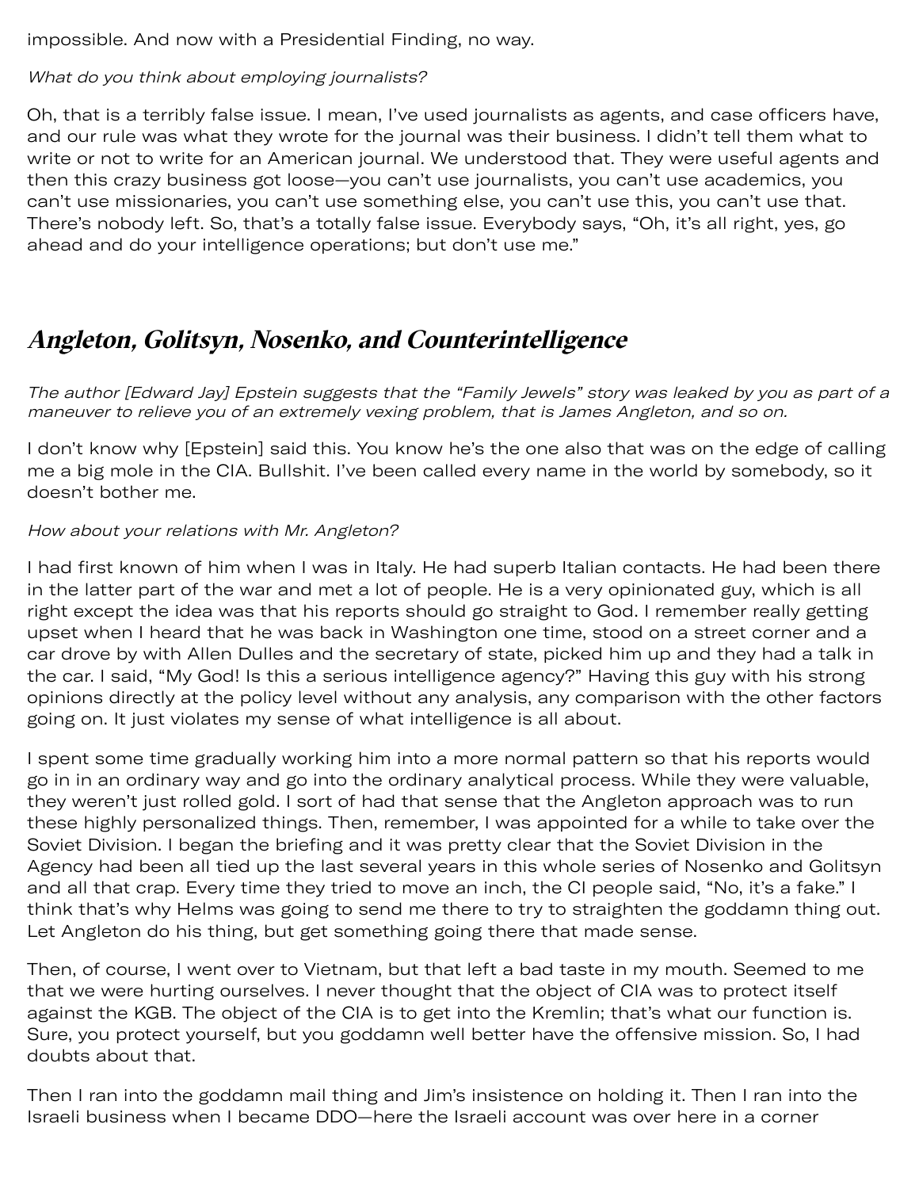impossible. And now with a Presidential Finding, no way.

*What do you think about employing journalists?*

Oh, that is a terribly false issue. I mean, I've used journalists as agents, and case officers have, and our rule was what they wrote for the journal was their business. I didn't tell them what to write or not to write for an American journal. We understood that. They were useful agents and then this crazy business got loose—you can't use journalists, you can't use academics, you can't use missionaries, you can't use something else, you can't use this, you can't use that. There's nobody left. So, that's a totally false issue. Everybody says, "Oh, it's all right, yes, go ahead and do your intelligence operations; but don't use me."

## Angleton, Golitsyn, Nosenko, and Counterintelligence

*The author [Edward Jay] Epstein suggests that the "Family Jewels" story was leaked by you as part of a maneuver to relieve you of an extremely vexing problem, that is James Angleton, and so on.*

I don't know why [Epstein] said this. You know he's the one also that was on the edge of calling me a big mole in the CIA. Bullshit. I've been called every name in the world by somebody, so it doesn't bother me.

*How about your relations with Mr. Angleton?*

I had first known of him when I was in Italy. He had superb Italian contacts. He had been there in the latter part of the war and met a lot of people. He is a very opinionated guy, which is all right except the idea was that his reports should go straight to God. I remember really getting upset when I heard that he was back in Washington one time, stood on a street corner and a car drove by with Allen Dulles and the secretary of state, picked him up and they had a talk in the car. I said, "My God! Is this a serious intelligence agency?" Having this guy with his strong opinions directly at the policy level without any analysis, any comparison with the other factors going on. It just violates my sense of what intelligence is all about.

I spent some time gradually working him into a more normal pattern so that his reports would go in in an ordinary way and go into the ordinary analytical process. While they were valuable, they weren't just rolled gold. I sort of had that sense that the Angleton approach was to run these highly personalized things. Then, remember, I was appointed for a while to take over the Soviet Division. I began the briefing and it was pretty clear that the Soviet Division in the Agency had been all tied up the last several years in this whole series of Nosenko and Golitsyn and all that crap. Every time they tried to move an inch, the CI people said, "No, it's a fake." I think that's why Helms was going to send me there to try to straighten the goddamn thing out. Let Angleton do his thing, but get something going there that made sense.

Then, of course, I went over to Vietnam, but that left a bad taste in my mouth. Seemed to me that we were hurting ourselves. I never thought that the object of CIA was to protect itself against the KGB. The object of the CIA is to get into the Kremlin; that's what our function is. Sure, you protect yourself, but you goddamn well better have the offensive mission. So, I had doubts about that.

Then I ran into the goddamn mail thing and Jim's insistence on holding it. Then I ran into the Israeli business when I became DDO—here the Israeli account was over here in a corner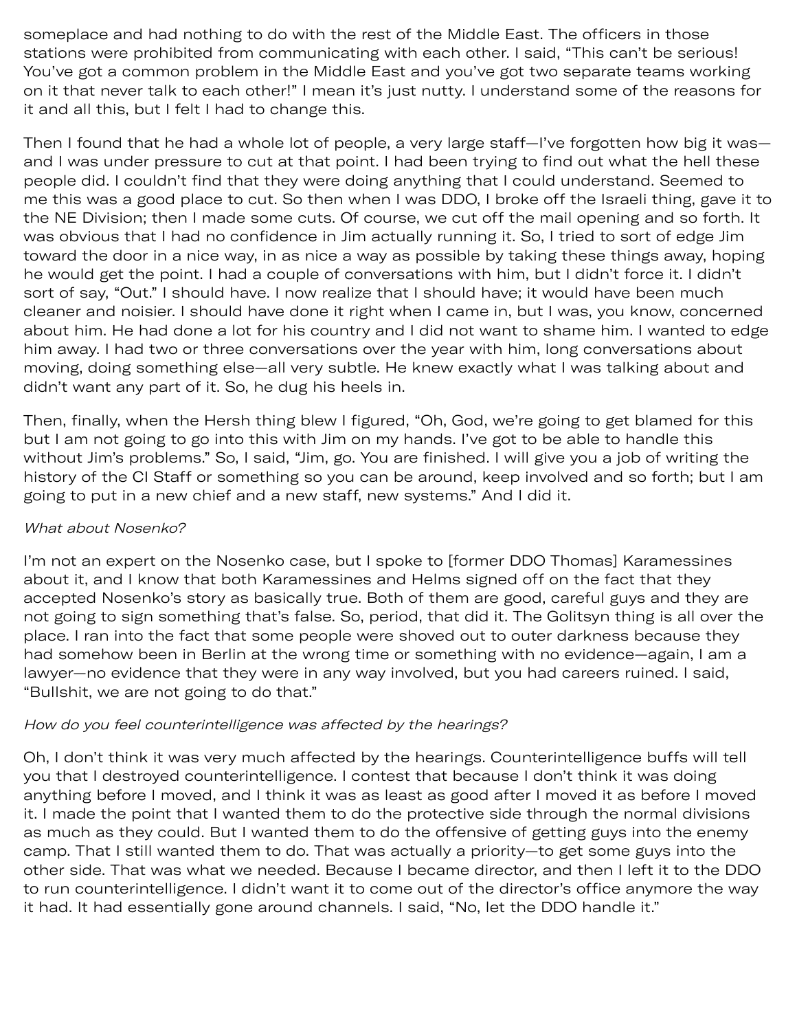someplace and had nothing to do with the rest of the Middle East. The officers in those stations were prohibited from communicating with each other. I said, "This can't be serious! You've got a common problem in the Middle East and you've got two separate teams working on it that never talk to each other!" I mean it's just nutty. I understand some of the reasons for it and all this, but I felt I had to change this.

Then I found that he had a whole lot of people, a very large staff—I've forgotten how big it was—and I was under pressure to cut at that point. I had been trying to find out what the hell these people did. I couldn't find that they were doing anything that I could understand. Seemed to me this was a good place to cut. So then when I was DDO, I broke off the Israeli thing, gave it to the NE Division; then I made some cuts. Of course, we cut off the mail opening and so forth. It was obvious that I had no confidence in Jim actually running it. So, I tried to sort of edge Jim toward the door in a nice way, in as nice a way as possible by taking these things away, hoping he would get the point. I had a couple of conversations with him, but I didn't force it. I didn't sort of say, "Out." I should have. I now realize that I should have; it would have been much cleaner and noisier. I should have done it right when I came in, but I was, you know, concerned about him. He had done a lot for his country and I did not want to shame him. I wanted to edge him away. I had two or three conversations over the year with him, long conversations about moving, doing something else—all very subtle. He knew exactly what I was talking about and didn't want any part of it. So, he dug his heels in.

Then, finally, when the Hersh thing blew I figured, "Oh, God, we're going to get blamed for this but I am not going to go into this with Jim on my hands. I've got to be able to handle this without Jim's problems." So, I said, "Jim, go. You are finished. I will give you a job of writing the history of the CI Staff or something so you can be around, keep involved and so forth; but I am going to put in a new chief and a new staff, new systems." And I did it.

*What about Nosenko?*

I'm not an expert on the Nosenko case, but I spoke to [former DDO Thomas] Karamessines about it, and I know that both Karamessines and Helms signed off on the fact that they accepted Nosenko's story as basically true. Both of them are good, careful guys and they are not going to sign something that's false. So, period, that did it. The Golitsyn thing is all over the place. I ran into the fact that some people were shoved out to outer darkness because they had somehow been in Berlin at the wrong time or something with no evidence—again, I am a lawyer—no evidence that they were in any way involved, but you had careers ruined. I said, "Bullshit, we are not going to do that."

*How do you feel counterintelligence was affected by the hearings?*

Oh, I don't think it was very much affected by the hearings. Counterintelligence buffs will tell you that I destroyed counterintelligence. I contest that because I don't think it was doing anything before I moved, and I think it was as least as good after I moved it as before I moved it. I made the point that I wanted them to do the protective side through the normal divisions as much as they could. But I wanted them to do the offensive of getting guys into the enemy camp. That I still wanted them to do. That was actually a priority—to get some guys into the other side. That was what we needed. Because I became director, and then I left it to the DDO to run counterintelligence. I didn't want it to come out of the director's office anymore the way it had. It had essentially gone around channels. I said, "No, let the DDO handle it."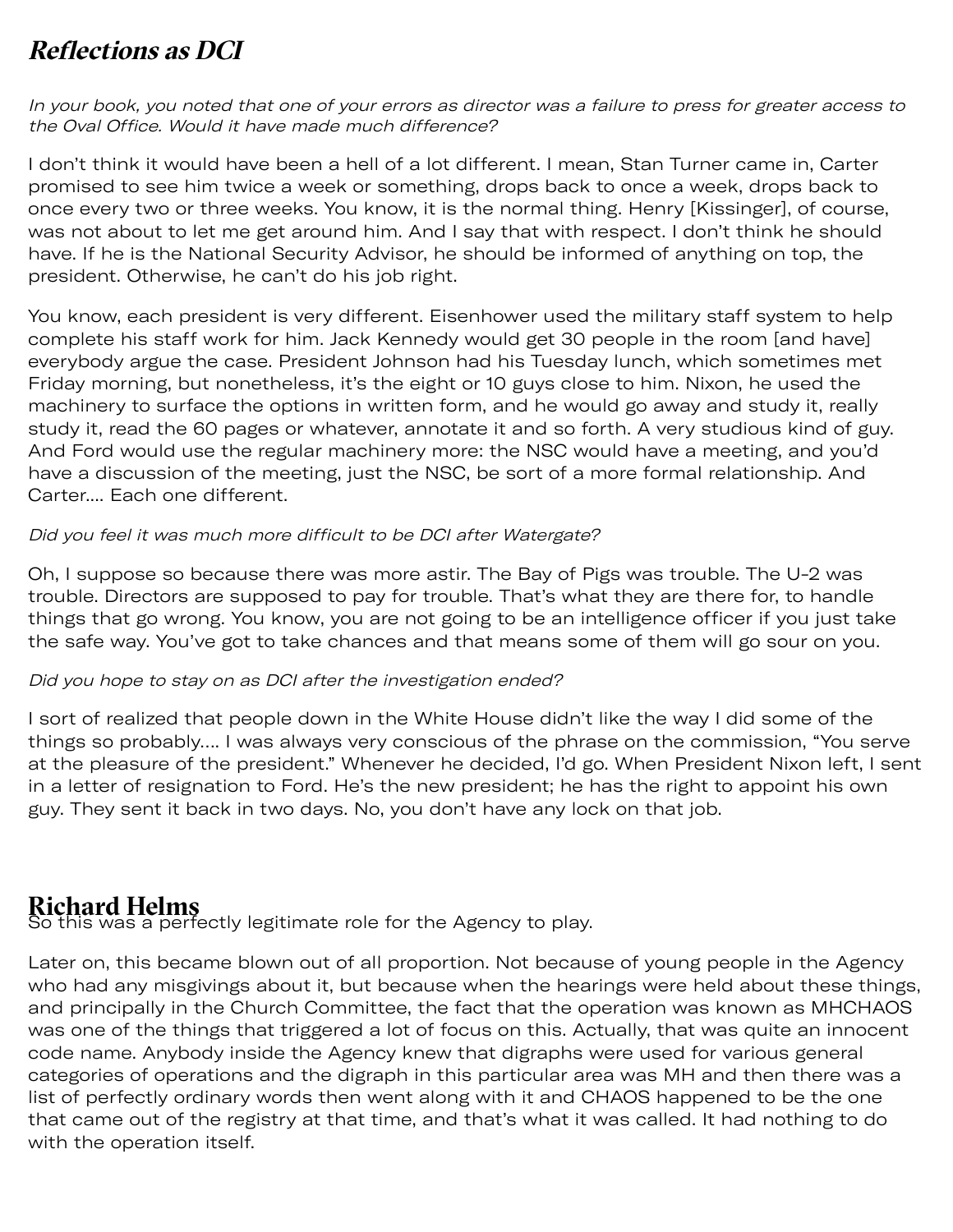## Reflections as DCI

*In your book, you noted that one of your errors as director was a failure to press for greater access to the Oval Office. Would it have made much difference?*

I don't think it would have been a hell of a lot different. I mean, Stan Turner came in, Carter promised to see him twice a week or something, drops back to once a week, drops back to once every two or three weeks. You know, it is the normal thing. Henry [Kissinger], of course, was not about to let me get around him. And I say that with respect. I don't think he should have. If he is the National Security Advisor, he should be informed of anything on top, the president. Otherwise, he can't do his job right.

You know, each president is very different. Eisenhower used the military staff system to help complete his staff work for him. Jack Kennedy would get 30 people in the room [and have] everybody argue the case. President Johnson had his Tuesday lunch, which sometimes met Friday morning, but nonetheless, it's the eight or 10 guys close to him. Nixon, he used the machinery to surface the options in written form, and he would go away and study it, really study it, read the 60 pages or whatever, annotate it and so forth. A very studious kind of guy. And Ford would use the regular machinery more: the NSC would have a meeting, and you'd have a discussion of the meeting, just the NSC, be sort of a more formal relationship. And Carter.... Each one different.

*Did you feel it was much more difficult to be DCI after Watergate?*

Oh, I suppose so because there was more astir. The Bay of Pigs was trouble. The U-2 was trouble. Directors are supposed to pay for trouble. That's what they are there for, to handle things that go wrong. You know, you are not going to be an intelligence officer if you just take the safe way. You've got to take chances and that means some of them will go sour on you.

*Did you hope to stay on as DCI after the investigation ended?*

I sort of realized that people down in the White House didn't like the way I did some of the things so probably.... I was always very conscious of the phrase on the commission, "You serve at the pleasure of the president." Whenever he decided, I'd go. When President Nixon left, I sent in a letter of resignation to Ford. He's the new president; he has the right to appoint his own guy. They sent it back in two days. No, you don't have any lock on that job.

## Richard Helms

So this was a perfectly legitimate role for the Agency to play.

Later on, this became blown out of all proportion. Not because of young people in the Agency who had any misgivings about it, but because when the hearings were held about these things, and principally in the Church Committee, the fact that the operation was known as MHCHAOS was one of the things that triggered a lot of focus on this. Actually, that was quite an innocent code name. Anybody inside the Agency knew that digraphs were used for various general categories of operations and the digraph in this particular area was MH and then there was a list of perfectly ordinary words then went along with it and CHAOS happened to be the one that came out of the registry at that time, and that's what it was called. It had nothing to do with the operation itself.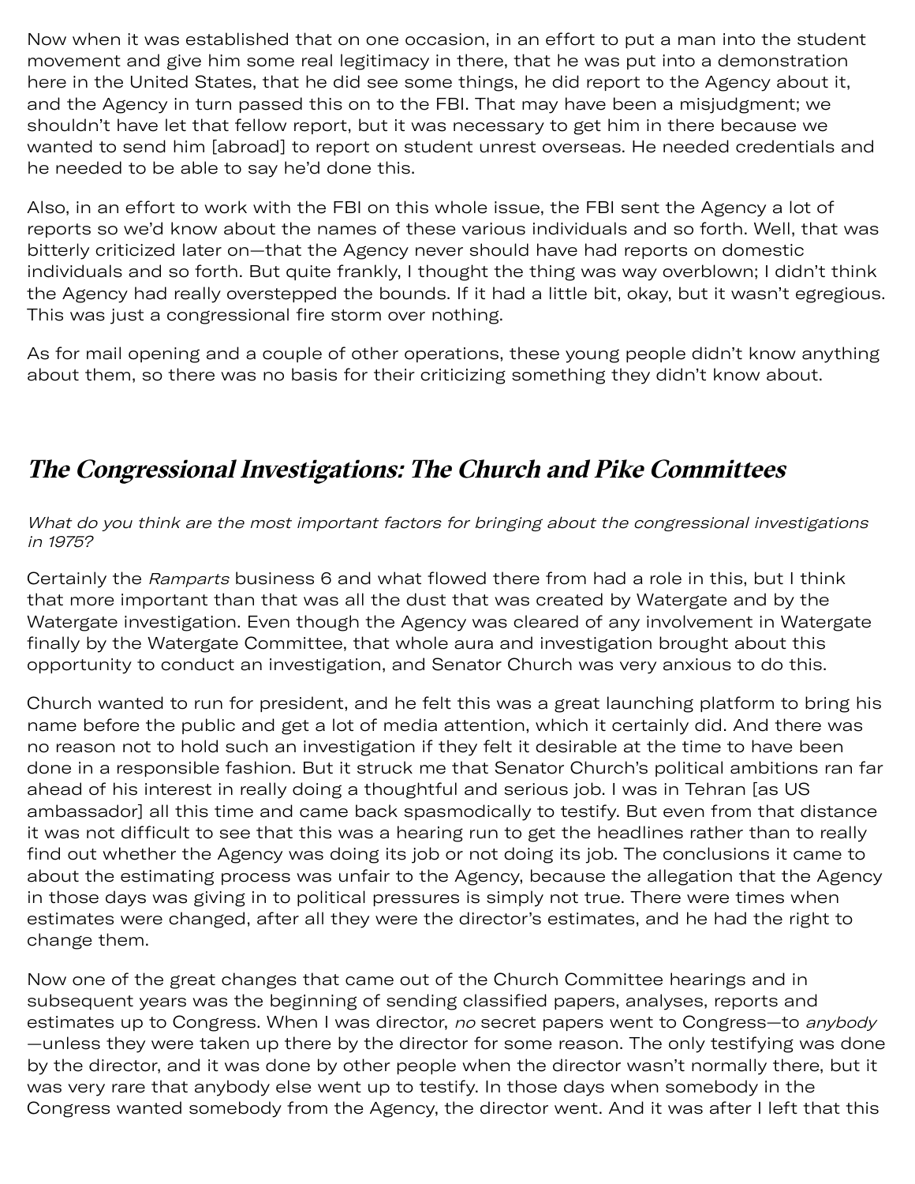Now when it was established that on one occasion, in an effort to put a man into the student movement and give him some real legitimacy in there, that he was put into a demonstration here in the United States, that he did see some things, he did report to the Agency about it, and the Agency in turn passed this on to the FBI. That may have been a misjudgment; we shouldn't have let that fellow report, but it was necessary to get him in there because we wanted to send him [abroad] to report on student unrest overseas. He needed credentials and he needed to be able to say he'd done this.

Also, in an effort to work with the FBI on this whole issue, the FBI sent the Agency a lot of reports so we'd know about the names of these various individuals and so forth. Well, that was bitterly criticized later on—that the Agency never should have had reports on domestic individuals and so forth. But quite frankly, I thought the thing was way overblown; I didn't think the Agency had really overstepped the bounds. If it had a little bit, okay, but it wasn't egregious. This was just a congressional fire storm over nothing.

As for mail opening and a couple of other operations, these young people didn't know anything about them, so there was no basis for their criticizing something they didn't know about.

## *The Congressional Investigations: The Church and Pike Committees*

*What do you think are the most important factors for bringing about the congressional investigations in 1975?*

Certainly the *Ramparts* business 6 and what flowed there from had a role in this, but I think that more important than that was all the dust that was created by Watergate and by the Watergate investigation. Even though the Agency was cleared of any involvement in Watergate finally by the Watergate Committee, that whole aura and investigation brought about this opportunity to conduct an investigation, and Senator Church was very anxious to do this.

Church wanted to run for president, and he felt this was a great launching platform to bring his name before the public and get a lot of media attention, which it certainly did. And there was no reason not to hold such an investigation if they felt it desirable at the time to have been done in a responsible fashion. But it struck me that Senator Church's political ambitions ran far ahead of his interest in really doing a thoughtful and serious job. I was in Tehran [as US ambassador] all this time and came back spasmodically to testify. But even from that distance it was not difficult to see that this was a hearing run to get the headlines rather than to really find out whether the Agency was doing its job or not doing its job. The conclusions it came to about the estimating process was unfair to the Agency, because the allegation that the Agency in those days was giving in to political pressures is simply not true. There were times when estimates were changed, after all they were the director's estimates, and he had the right to change them.

Now one of the great changes that came out of the Church Committee hearings and in subsequent years was the beginning of sending classified papers, analyses, reports and estimates up to Congress. When I was director, *no* secret papers went to Congress—to *anybody* —unless they were taken up there by the director for some reason. The only testifying was done by the director, and it was done by other people when the director wasn't normally there, but it was very rare that anybody else went up to testify. In those days when somebody in the Congress wanted somebody from the Agency, the director went. And it was after I left that this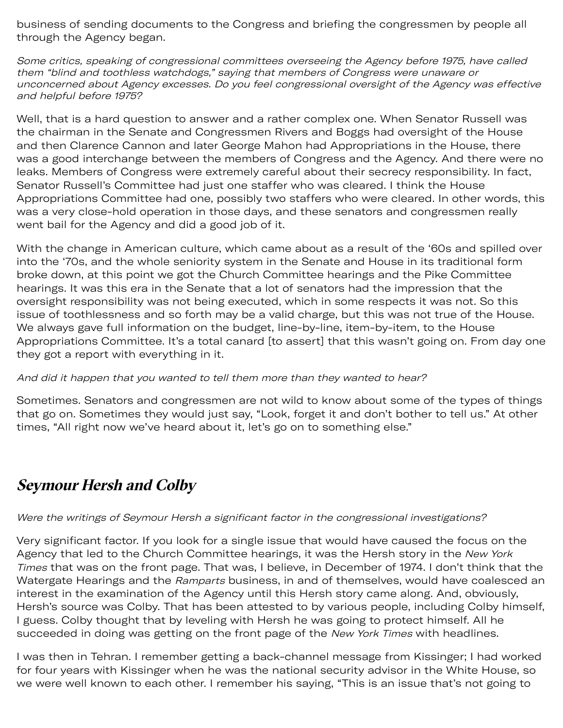business of sending documents to the Congress and briefing the congressmen by people all through the Agency began.

*Some critics, speaking of congressional committees overseeing the Agency before 1975, have called them "blind and toothless watchdogs," saying that members of Congress were unaware or unconcerned about Agency excesses. Do you feel congressional oversight of the Agency was effective and helpful before 1975?*

Well, that is a hard question to answer and a rather complex one. When Senator Russell was the chairman in the Senate and Congressmen Rivers and Boggs had oversight of the House and then Clarence Cannon and later George Mahon had Appropriations in the House, there was a good interchange between the members of Congress and the Agency. And there were no leaks. Members of Congress were extremely careful about their secrecy responsibility. In fact, Senator Russell's Committee had just one staffer who was cleared. I think the House Appropriations Committee had one, possibly two staffers who were cleared. In other words, this was a very close-hold operation in those days, and these senators and congressmen really went bail for the Agency and did a good job of it.

With the change in American culture, which came about as a result of the '60s and spilled over into the '70s, and the whole seniority system in the Senate and House in its traditional form broke down, at this point we got the Church Committee hearings and the Pike Committee hearings. It was this era in the Senate that a lot of senators had the impression that the oversight responsibility was not being executed, which in some respects it was not. So this issue of toothlessness and so forth may be a valid charge, but this was not true of the House. We always gave full information on the budget, line-by-line, item-by-item, to the House Appropriations Committee. It's a total canard [to assert] that this wasn't going on. From day one they got a report with everything in it.

*And did it happen that you wanted to tell them more than they wanted to hear?*

Sometimes. Senators and congressmen are not wild to know about some of the types of things that go on. Sometimes they would just say, "Look, forget it and don't bother to tell us." At other times, "All right now we've heard about it, let's go on to something else."

## Seymour Hersh and Colby

*Were the writings of Seymour Hersh a significant factor in the congressional investigations?*

Very significant factor. If you look for a single issue that would have caused the focus on the Agency that led to the Church Committee hearings, it was the Hersh story in the *New York Times* that was on the front page. That was, I believe, in December of 1974. I don't think that the Watergate Hearings and the *Ramparts* business, in and of themselves, would have coalesced an interest in the examination of the Agency until this Hersh story came along. And, obviously, Hersh's source was Colby. That has been attested to by various people, including Colby himself, I guess. Colby thought that by leveling with Hersh he was going to protect himself. All he succeeded in doing was getting on the front page of the *New York Times* with headlines.

I was then in Tehran. I remember getting a back-channel message from Kissinger; I had worked for four years with Kissinger when he was the national security advisor in the White House, so we were well known to each other. I remember his saying, "This is an issue that's not going to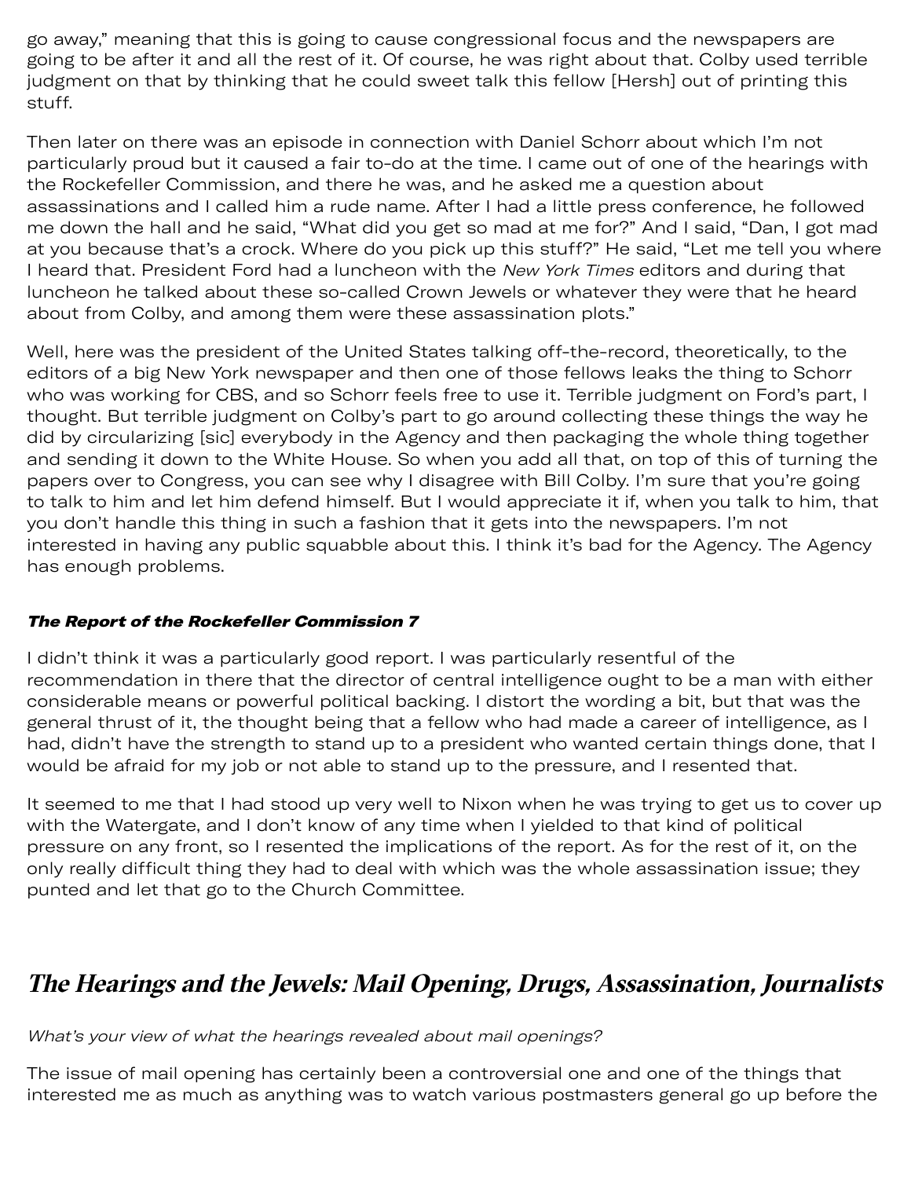go away," meaning that this is going to cause congressional focus and the newspapers are going to be after it and all the rest of it. Of course, he was right about that. Colby used terrible judgment on that by thinking that he could sweet talk this fellow [Hersh] out of printing this stuff.

Then later on there was an episode in connection with Daniel Schorr about which I'm not particularly proud but it caused a fair to-do at the time. I came out of one of the hearings with the Rockefeller Commission, and there he was, and he asked me a question about assassinations and I called him a rude name. After I had a little press conference, he followed me down the hall and he said, "What did you get so mad at me for?" And I said, "Dan, I got mad at you because that's a crock. Where do you pick up this stuff?" He said, "Let me tell you where I heard that. President Ford had a luncheon with the *New York Times* editors and during that luncheon he talked about these so-called Crown Jewels or whatever they were that he heard about from Colby, and among them were these assassination plots."

Well, here was the president of the United States talking off-the-record, theoretically, to the editors of a big New York newspaper and then one of those fellows leaks the thing to Schorr who was working for CBS, and so Schorr feels free to use it. Terrible judgment on Ford's part, I thought. But terrible judgment on Colby's part to go around collecting these things the way he did by circularizing [sic] everybody in the Agency and then packaging the whole thing together and sending it down to the White House. So when you add all that, on top of this of turning the papers over to Congress, you can see why I disagree with Bill Colby. I'm sure that you're going to talk to him and let him defend himself. But I would appreciate it if, when you talk to him, that you don't handle this thing in such a fashion that it gets into the newspapers. I'm not interested in having any public squabble about this. I think it's bad for the Agency. The Agency has enough problems.

### *The Report of the Rockefeller Commission 7*

I didn't think it was a particularly good report. I was particularly resentful of the recommendation in there that the director of central intelligence ought to be a man with either considerable means or powerful political backing. I distort the wording a bit, but that was the general thrust of it, the thought being that a fellow who had made a career of intelligence, as I had, didn't have the strength to stand up to a president who wanted certain things done, that I would be afraid for my job or not able to stand up to the pressure, and I resented that.

It seemed to me that I had stood up very well to Nixon when he was trying to get us to cover up with the Watergate, and I don't know of any time when I yielded to that kind of political pressure on any front, so I resented the implications of the report. As for the rest of it, on the only really difficult thing they had to deal with which was the whole assassination issue; they punted and let that go to the Church Committee.

## *The Hearings and the Jewels: Mail Opening, Drugs, Assassination, Journalists*

*What's your view of what the hearings revealed about mail openings?*

The issue of mail opening has certainly been a controversial one and one of the things that interested me as much as anything was to watch various postmasters general go up before the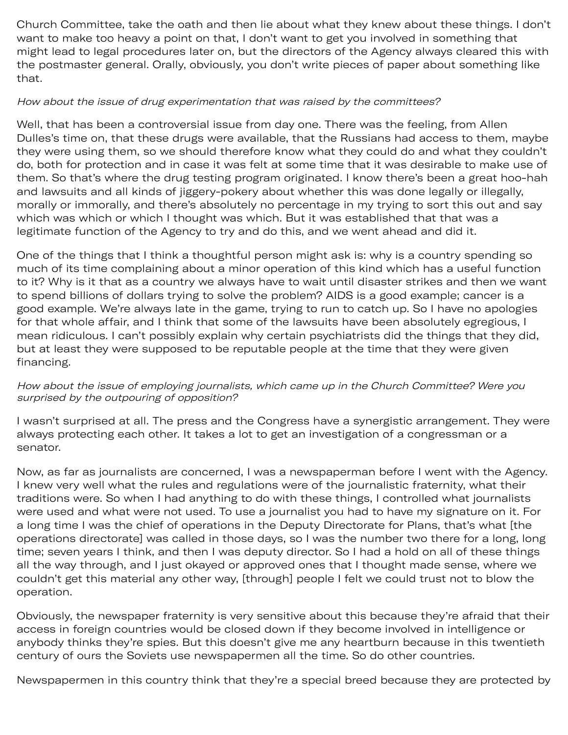Church Committee, take the oath and then lie about what they knew about these things. I don't want to make too heavy a point on that, I don't want to get you involved in something that might lead to legal procedures later on, but the directors of the Agency always cleared this with the postmaster general. Orally, obviously, you don't write pieces of paper about something like that.

*How about the issue of drug experimentation that was raised by the committees?*

Well, that has been a controversial issue from day one. There was the feeling, from Allen Dulles's time on, that these drugs were available, that the Russians had access to them, maybe they were using them, so we should therefore know what they could do and what they couldn't do, both for protection and in case it was felt at some time that it was desirable to make use of them. So that's where the drug testing program originated. I know there's been a great hoo-hah and lawsuits and all kinds of jiggery-pokery about whether this was done legally or illegally, morally or immorally, and there's absolutely no percentage in my trying to sort this out and say which was which or which I thought was which. But it was established that that was a legitimate function of the Agency to try and do this, and we went ahead and did it.

One of the things that I think a thoughtful person might ask is: why is a country spending so much of its time complaining about a minor operation of this kind which has a useful function to it? Why is it that as a country we always have to wait until disaster strikes and then we want to spend billions of dollars trying to solve the problem? AIDS is a good example; cancer is a good example. We're always late in the game, trying to run to catch up. So I have no apologies for that whole affair, and I think that some of the lawsuits have been absolutely egregious, I mean ridiculous. I can't possibly explain why certain psychiatrists did the things that they did, but at least they were supposed to be reputable people at the time that they were given financing.

*How about the issue of employing journalists, which came up in the Church Committee? Were you surprised by the outpouring of opposition?*

I wasn't surprised at all. The press and the Congress have a synergistic arrangement. They were always protecting each other. It takes a lot to get an investigation of a congressman or a senator.

Now, as far as journalists are concerned, I was a newspaperman before I went with the Agency. I knew very well what the rules and regulations were of the journalistic fraternity, what their traditions were. So when I had anything to do with these things, I controlled what journalists were used and what were not used. To use a journalist you had to have my signature on it. For a long time I was the chief of operations in the Deputy Directorate for Plans, that's what [the operations directorate] was called in those days, so I was the number two there for a long, long time; seven years I think, and then I was deputy director. So I had a hold on all of these things all the way through, and I just okayed or approved ones that I thought made sense, where we couldn't get this material any other way, [through] people I felt we could trust not to blow the operation.

Obviously, the newspaper fraternity is very sensitive about this because they're afraid that their access in foreign countries would be closed down if they become involved in intelligence or anybody thinks they're spies. But this doesn't give me any heartburn because in this twentieth century of ours the Soviets use newspapermen all the time. So do other countries.

Newspapermen in this country think that they're a special breed because they are protected by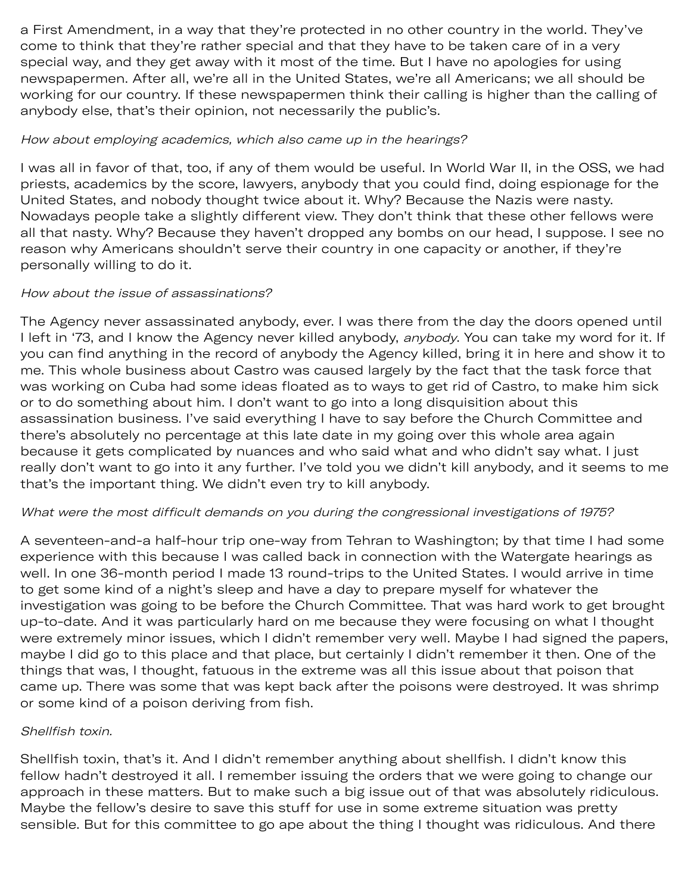a First Amendment, in a way that they're protected in no other country in the world. They've come to think that they're rather special and that they have to be taken care of in a very special way, and they get away with it most of the time. But I have no apologies for using newspapermen. After all, we're all in the United States, we're all Americans; we all should be working for our country. If these newspapermen think their calling is higher than the calling of anybody else, that's their opinion, not necessarily the public's.

*How about employing academics, which also came up in the hearings?*

I was all in favor of that, too, if any of them would be useful. In World War II, in the OSS, we had priests, academics by the score, lawyers, anybody that you could find, doing espionage for the United States, and nobody thought twice about it. Why? Because the Nazis were nasty. Nowadays people take a slightly different view. They don't think that these other fellows were all that nasty. Why? Because they haven't dropped any bombs on our head, I suppose. I see no reason why Americans shouldn't serve their country in one capacity or another, if they're personally willing to do it.

*How about the issue of assassinations?*

The Agency never assassinated anybody, ever. I was there from the day the doors opened until I left in '73, and I know the Agency never killed anybody, *anybody*. You can take my word for it. If you can find anything in the record of anybody the Agency killed, bring it in here and show it to me. This whole business about Castro was caused largely by the fact that the task force that was working on Cuba had some ideas floated as to ways to get rid of Castro, to make him sick or to do something about him. I don't want to go into a long disquisition about this assassination business. I've said everything I have to say before the Church Committee and there's absolutely no percentage at this late date in my going over this whole area again because it gets complicated by nuances and who said what and who didn't say what. I just really don't want to go into it any further. I've told you we didn't kill anybody, and it seems to me that's the important thing. We didn't even try to kill anybody.

*What were the most difficult demands on you during the congressional investigations of 1975?*

A seventeen-and-a half-hour trip one-way from Tehran to Washington; by that time I had some experience with this because I was called back in connection with the Watergate hearings as well. In one 36-month period I made 13 round-trips to the United States. I would arrive in time to get some kind of a night's sleep and have a day to prepare myself for whatever the investigation was going to be before the Church Committee. That was hard work to get brought up-to-date. And it was particularly hard on me because they were focusing on what I thought were extremely minor issues, which I didn't remember very well. Maybe I had signed the papers, maybe I did go to this place and that place, but certainly I didn't remember it then. One of the things that was, I thought, fatuous in the extreme was all this issue about that poison that came up. There was some that was kept back after the poisons were destroyed. It was shrimp or some kind of a poison deriving from fish.

*Shellfish toxin.*

Shellfish toxin, that's it. And I didn't remember anything about shellfish. I didn't know this fellow hadn't destroyed it all. I remember issuing the orders that we were going to change our approach in these matters. But to make such a big issue out of that was absolutely ridiculous. Maybe the fellow's desire to save this stuff for use in some extreme situation was pretty sensible. But for this committee to go ape about the thing I thought was ridiculous. And there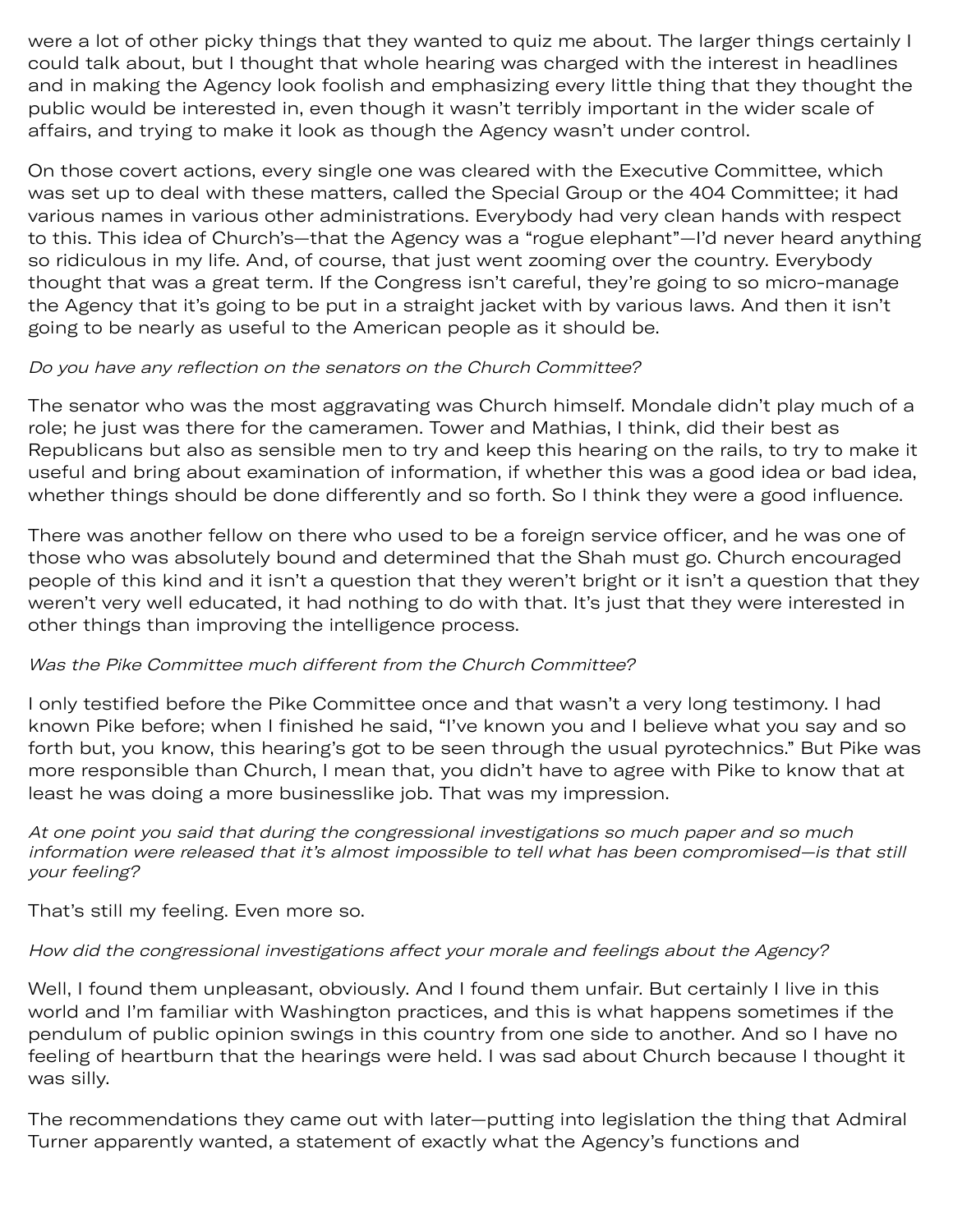were a lot of other picky things that they wanted to quiz me about. The larger things certainly I could talk about, but I thought that whole hearing was charged with the interest in headlines and in making the Agency look foolish and emphasizing every little thing that they thought the public would be interested in, even though it wasn't terribly important in the wider scale of affairs, and trying to make it look as though the Agency wasn't under control.

On those covert actions, every single one was cleared with the Executive Committee, which was set up to deal with these matters, called the Special Group or the 404 Committee; it had various names in various other administrations. Everybody had very clean hands with respect to this. This idea of Church's—that the Agency was a "rogue elephant"—I'd never heard anything so ridiculous in my life. And, of course, that just went zooming over the country. Everybody thought that was a great term. If the Congress isn't careful, they're going to so micro-manage the Agency that it's going to be put in a straight jacket with by various laws. And then it isn't going to be nearly as useful to the American people as it should be.

*Do you have any reflection on the senators on the Church Committee?*

The senator who was the most aggravating was Church himself. Mondale didn't play much of a role; he just was there for the cameramen. Tower and Mathias, I think, did their best as Republicans but also as sensible men to try and keep this hearing on the rails, to try to make it useful and bring about examination of information, if whether this was a good idea or bad idea, whether things should be done differently and so forth. So I think they were a good influence.

There was another fellow on there who used to be a foreign service officer, and he was one of those who was absolutely bound and determined that the Shah must go. Church encouraged people of this kind and it isn't a question that they weren't bright or it isn't a question that they weren't very well educated, it had nothing to do with that. It's just that they were interested in other things than improving the intelligence process.

*Was the Pike Committee much different from the Church Committee?*

I only testified before the Pike Committee once and that wasn't a very long testimony. I had known Pike before; when I finished he said, "I've known you and I believe what you say and so forth but, you know, this hearing's got to be seen through the usual pyrotechnics." But Pike was more responsible than Church, I mean that, you didn't have to agree with Pike to know that at least he was doing a more businesslike job. That was my impression.

*At one point you said that during the congressional investigations so much paper and so much information were released that it's almost impossible to tell what has been compromised—is that still your feeling?*

That's still my feeling. Even more so.

*How did the congressional investigations affect your morale and feelings about the Agency?*

Well, I found them unpleasant, obviously. And I found them unfair. But certainly I live in this world and I'm familiar with Washington practices, and this is what happens sometimes if the pendulum of public opinion swings in this country from one side to another. And so I have no feeling of heartburn that the hearings were held. I was sad about Church because I thought it was silly.

The recommendations they came out with later—putting into legislation the thing that Admiral Turner apparently wanted, a statement of exactly what the Agency's functions and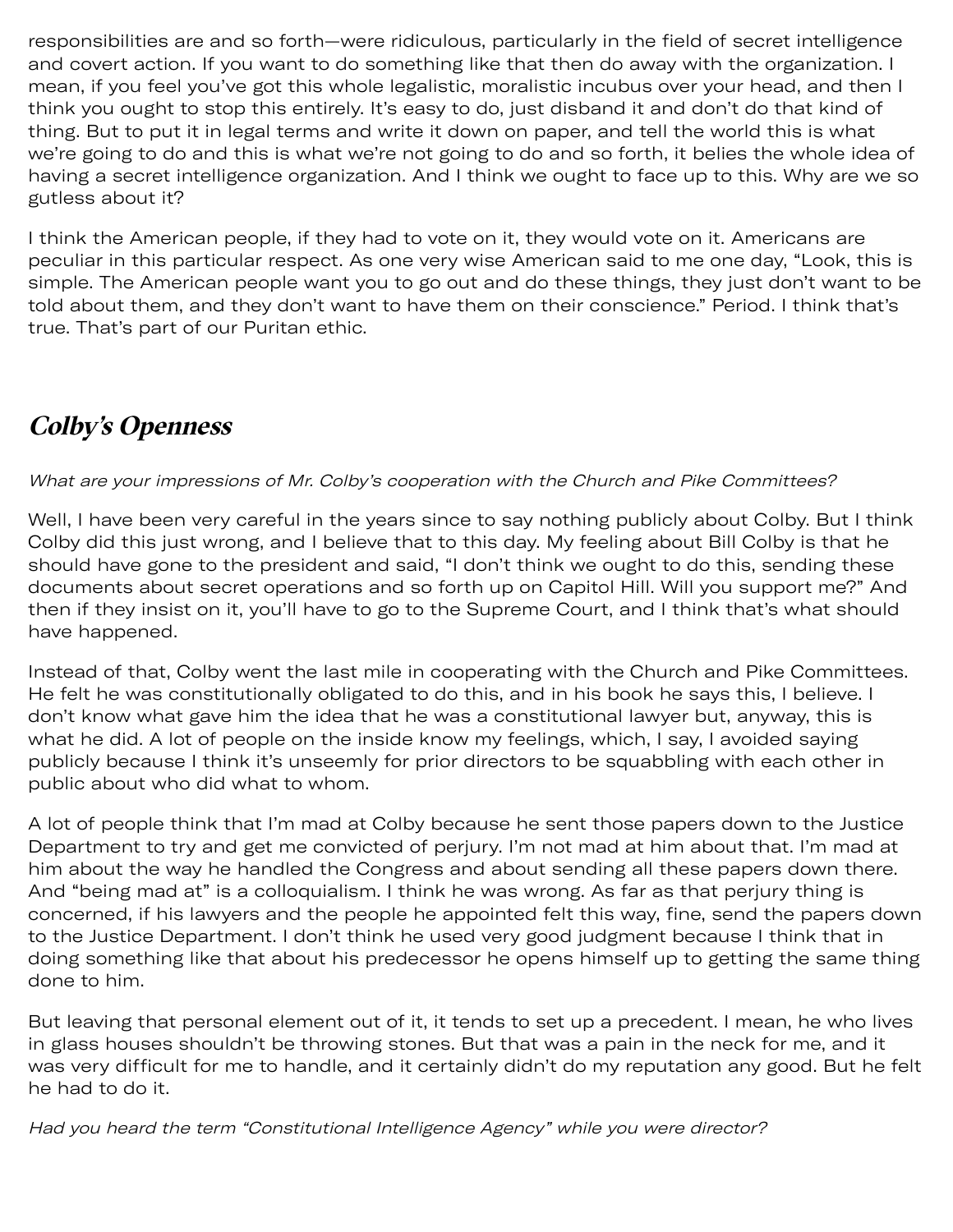responsibilities are and so forth—were ridiculous, particularly in the field of secret intelligence and covert action. If you want to do something like that then do away with the organization. I mean, if you feel you've got this whole legalistic, moralistic incubus over your head, and then I think you ought to stop this entirely. It's easy to do, just disband it and don't do that kind of thing. But to put it in legal terms and write it down on paper, and tell the world this is what we're going to do and this is what we're not going to do and so forth, it belies the whole idea of having a secret intelligence organization. And I think we ought to face up to this. Why are we so gutless about it?

I think the American people, if they had to vote on it, they would vote on it. Americans are peculiar in this particular respect. As one very wise American said to me one day, "Look, this is simple. The American people want you to go out and do these things, they just don't want to be told about them, and they don't want to have them on their conscience." Period. I think that's true. That's part of our Puritan ethic.

## *Colby's Openness*

*What are your impressions of Mr. Colby's cooperation with the Church and Pike Committees?*

Well, I have been very careful in the years since to say nothing publicly about Colby. But I think Colby did this just wrong, and I believe that to this day. My feeling about Bill Colby is that he should have gone to the president and said, "I don't think we ought to do this, sending these documents about secret operations and so forth up on Capitol Hill. Will you support me?" And then if they insist on it, you'll have to go to the Supreme Court, and I think that's what should have happened.

Instead of that, Colby went the last mile in cooperating with the Church and Pike Committees. He felt he was constitutionally obligated to do this, and in his book he says this, I believe. I don't know what gave him the idea that he was a constitutional lawyer but, anyway, this is what he did. A lot of people on the inside know my feelings, which, I say, I avoided saying publicly because I think it's unseemly for prior directors to be squabbling with each other in public about who did what to whom.

A lot of people think that I'm mad at Colby because he sent those papers down to the Justice Department to try and get me convicted of perjury. I'm not mad at him about that. I'm mad at him about the way he handled the Congress and about sending all these papers down there. And "being mad at" is a colloquialism. I think he was wrong. As far as that perjury thing is concerned, if his lawyers and the people he appointed felt this way, fine, send the papers down to the Justice Department. I don't think he used very good judgment because I think that in doing something like that about his predecessor he opens himself up to getting the same thing done to him.

But leaving that personal element out of it, it tends to set up a precedent. I mean, he who lives in glass houses shouldn't be throwing stones. But that was a pain in the neck for me, and it was very difficult for me to handle, and it certainly didn't do my reputation any good. But he felt he had to do it.

*Had you heard the term "Constitutional Intelligence Agency" while you were director?*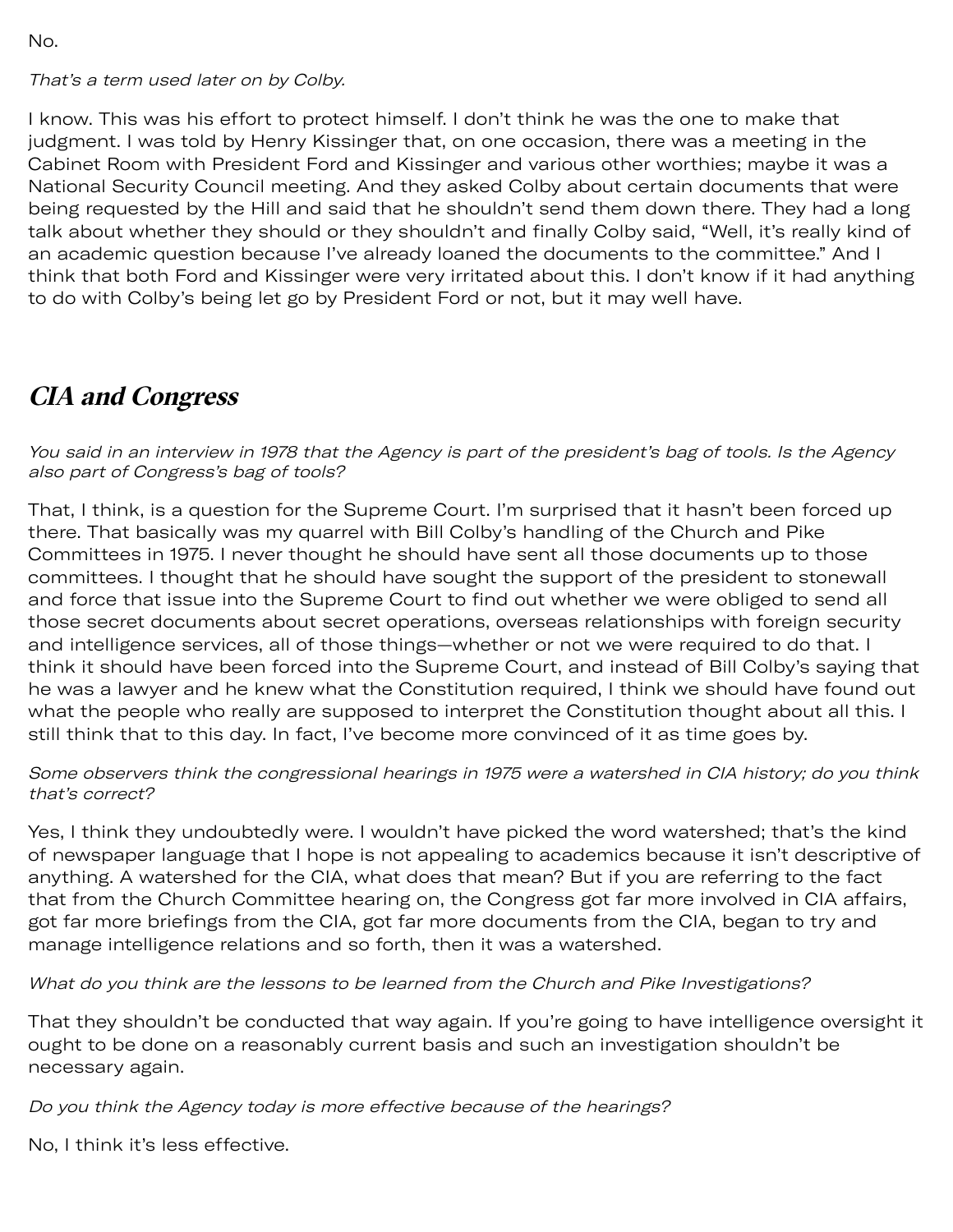No.

*That's a term used later on by Colby.*

I know. This was his effort to protect himself. I don't think he was the one to make that judgment. I was told by Henry Kissinger that, on one occasion, there was a meeting in the Cabinet Room with President Ford and Kissinger and various other worthies; maybe it was a National Security Council meeting. And they asked Colby about certain documents that were being requested by the Hill and said that he shouldn't send them down there. They had a long talk about whether they should or they shouldn't and finally Colby said, "Well, it's really kind of an academic question because I've already loaned the documents to the committee." And I think that both Ford and Kissinger were very irritated about this. I don't know if it had anything to do with Colby's being let go by President Ford or not, but it may well have.

## CIA and Congress

*You said in an interview in 1978 that the Agency is part of the president's bag of tools. Is the Agency also part of Congress's bag of tools?*

That, I think, is a question for the Supreme Court. I'm surprised that it hasn't been forced up there. That basically was my quarrel with Bill Colby's handling of the Church and Pike Committees in 1975. I never thought he should have sent all those documents up to those committees. I thought that he should have sought the support of the president to stonewall and force that issue into the Supreme Court to find out whether we were obliged to send all those secret documents about secret operations, overseas relationships with foreign security and intelligence services, all of those things—whether or not we were required to do that. I think it should have been forced into the Supreme Court, and instead of Bill Colby's saying that he was a lawyer and he knew what the Constitution required, I think we should have found out what the people who really are supposed to interpret the Constitution thought about all this. I still think that to this day. In fact, I've become more convinced of it as time goes by.

*Some observers think the congressional hearings in 1975 were a watershed in CIA history; do you think that's correct?*

Yes, I think they undoubtedly were. I wouldn't have picked the word watershed; that's the kind of newspaper language that I hope is not appealing to academics because it isn't descriptive of anything. A watershed for the CIA, what does that mean? But if you are referring to the fact that from the Church Committee hearing on, the Congress got far more involved in CIA affairs, got far more briefings from the CIA, got far more documents from the CIA, began to try and manage intelligence relations and so forth, then it was a watershed.

*What do you think are the lessons to be learned from the Church and Pike Investigations?*

That they shouldn't be conducted that way again. If you're going to have intelligence oversight it ought to be done on a reasonably current basis and such an investigation shouldn't be necessary again.

*Do you think the Agency today is more effective because of the hearings?*

No, I think it's less effective.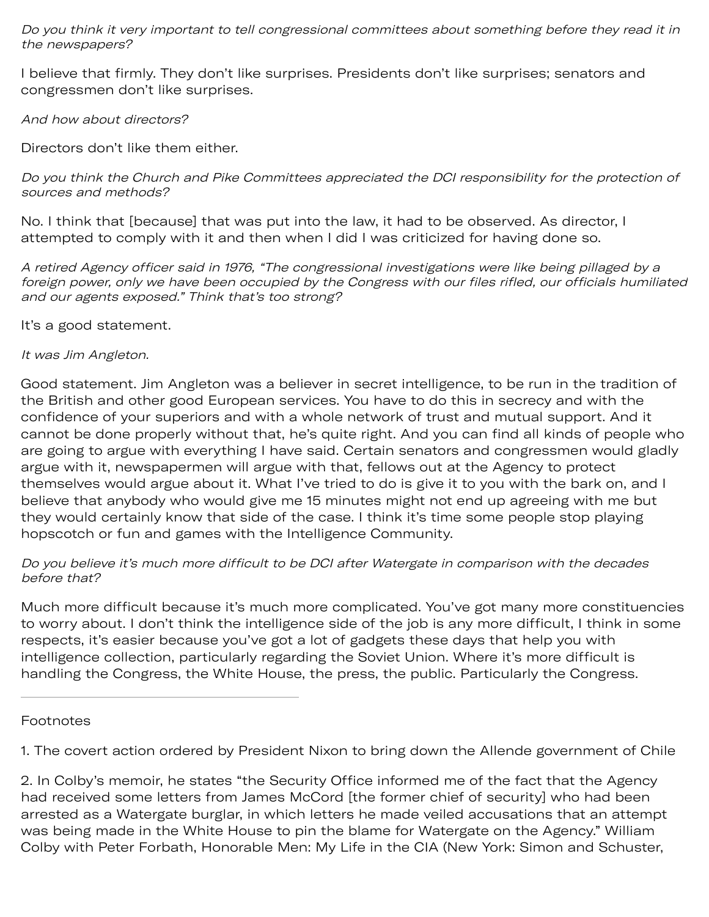*Do you think it very important to tell congressional committees about something before they read it in the newspapers?*

I believe that firmly. They don't like surprises. Presidents don't like surprises; senators and congressmen don't like surprises.

*And how about directors?*

Directors don't like them either.

*Do you think the Church and Pike Committees appreciated the DCI responsibility for the protection of sources and methods?*

No. I think that [because] that was put into the law, it had to be observed. As director, I attempted to comply with it and then when I did I was criticized for having done so.

*A retired Agency officer said in 1976, "The congressional investigations were like being pillaged by a foreign power, only we have been occupied by the Congress with our files rifled, our officials humiliated and our agents exposed." Think that's too strong?*

It's a good statement.

*It was Jim Angleton.*

Good statement. Jim Angleton was a believer in secret intelligence, to be run in the tradition of the British and other good European services. You have to do this in secrecy and with the confidence of your superiors and with a whole network of trust and mutual support. And it cannot be done properly without that, he's quite right. And you can find all kinds of people who are going to argue with everything I have said. Certain senators and congressmen would gladly argue with it, newspapermen will argue with that, fellows out at the Agency to protect themselves would argue about it. What I've tried to do is give it to you with the bark on, and I believe that anybody who would give me 15 minutes might not end up agreeing with me but they would certainly know that side of the case. I think it's time some people stop playing hopscotch or fun and games with the Intelligence Community.

*Do you believe it's much more difficult to be DCI after Watergate in comparison with the decades before that?*

Much more difficult because it's much more complicated. You've got many more constituencies to worry about. I don't think the intelligence side of the job is any more difficult, I think in some respects, it's easier because you've got a lot of gadgets these days that help you with intelligence collection, particularly regarding the Soviet Union. Where it's more difficult is handling the Congress, the White House, the press, the public. Particularly the Congress.

---

Footnotes

1. The covert action ordered by President Nixon to bring down the Allende government of Chile

2. In Colby's memoir, he states "the Security Office informed me of the fact that the Agency had received some letters from James McCord [the former chief of security] who had been arrested as a Watergate burglar, in which letters he made veiled accusations that an attempt was being made in the White House to pin the blame for Watergate on the Agency." William Colby with Peter Forbath, Honorable Men: My Life in the CIA (New York: Simon and Schuster,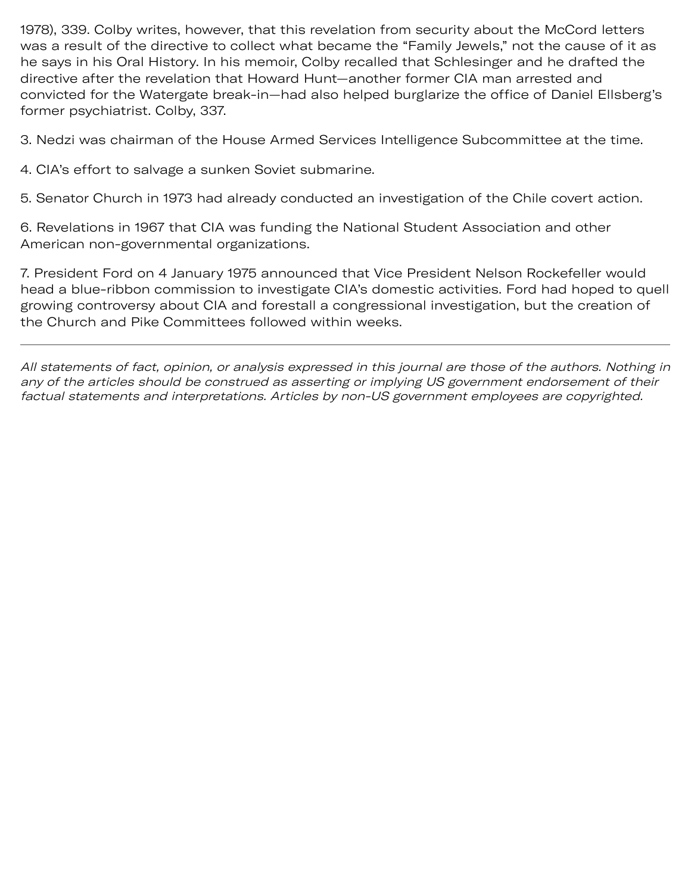1978), 339. Colby writes, however, that this revelation from security about the McCord letters was a result of the directive to collect what became the “Family Jewels,” not the cause of it as he says in his Oral History. In his memoir, Colby recalled that Schlesinger and he drafted the directive after the revelation that Howard Hunt—another former CIA man arrested and convicted for the Watergate break-in—had also helped burglarize the office of Daniel Ellsberg’s former psychiatrist. Colby, 337.

3. Nedzi was chairman of the House Armed Services Intelligence Subcommittee at the time.

4. CIA’s effort to salvage a sunken Soviet submarine.

5. Senator Church in 1973 had already conducted an investigation of the Chile covert action.

6. Revelations in 1967 that CIA was funding the National Student Association and other American non-governmental organizations.

7. President Ford on 4 January 1975 announced that Vice President Nelson Rockefeller would head a blue-ribbon commission to investigate CIA’s domestic activities. Ford had hoped to quell growing controversy about CIA and forestall a congressional investigation, but the creation of the Church and Pike Committees followed within weeks.

---

*All statements of fact, opinion, or analysis expressed in this journal are those of the authors. Nothing in any of the articles should be construed as asserting or implying US government endorsement of their factual statements and interpretations. Articles by non-US government employees are copyrighted.*